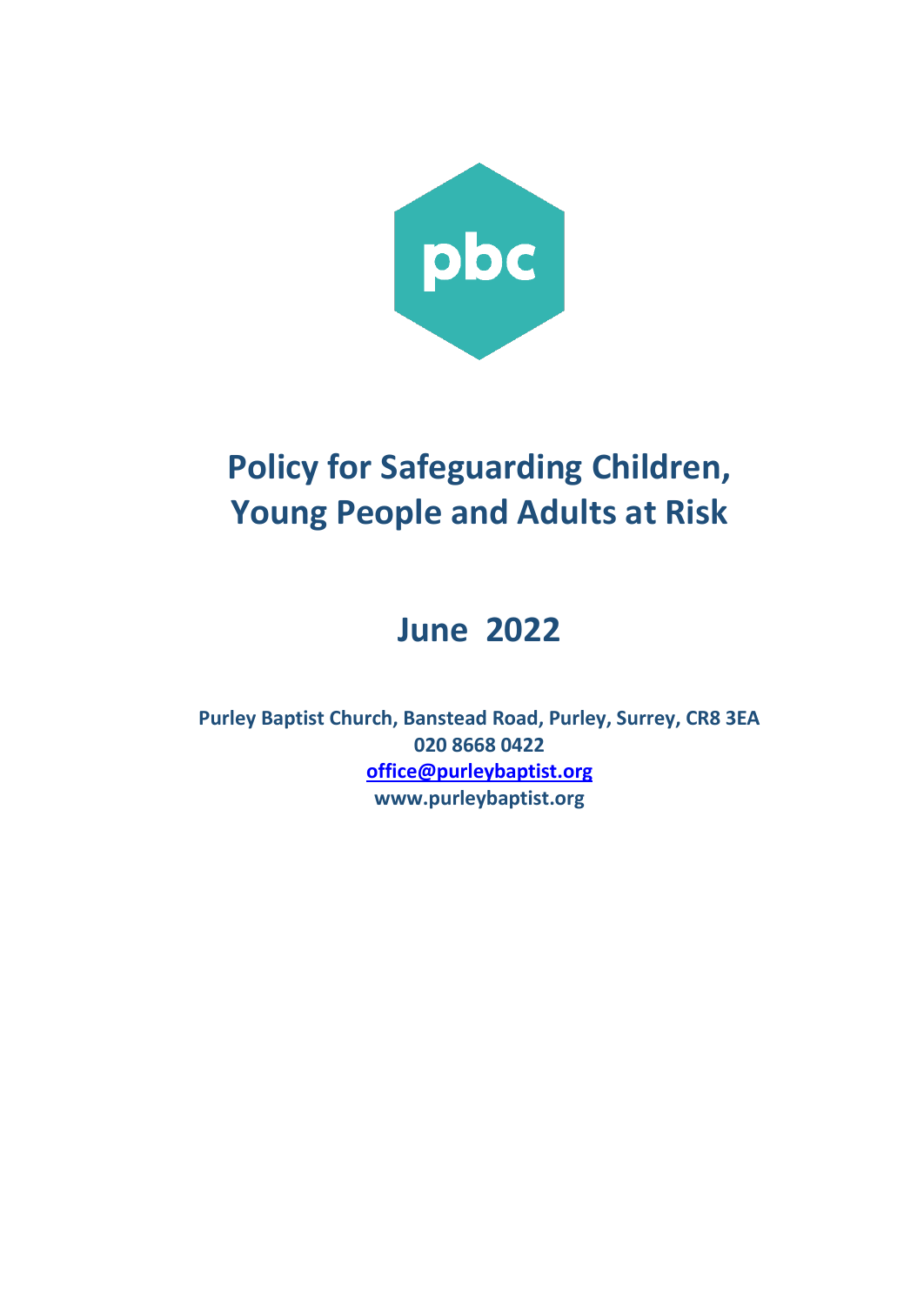pbc

# Policy for Safeguarding Children, Young People and Adults at Risk

## June 2022

**Purley Baptist Church, Banstead Road, Purley, Surrey, CR8 3EA**
**020 8668 0422**
**office@purleybaptist.org**
**www.purleybaptist.org**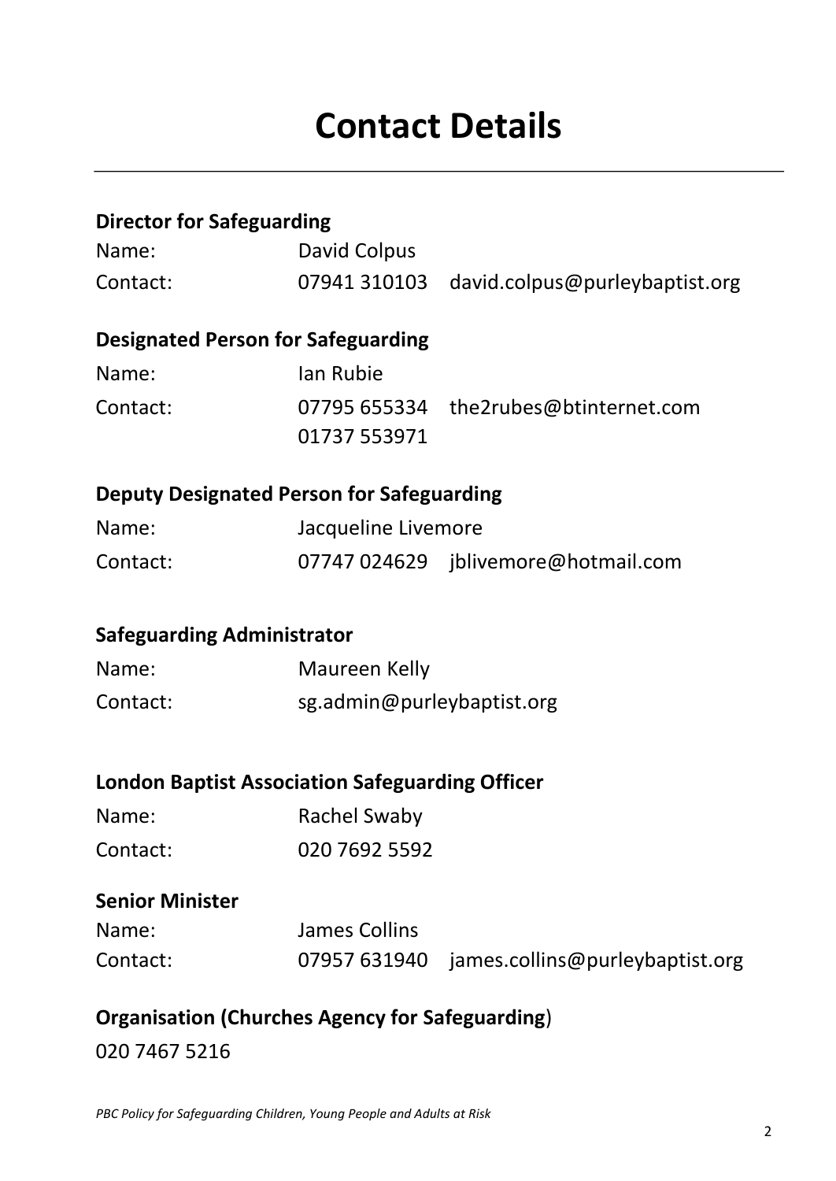# Contact Details

**Director for Safeguarding**

Name: David Colpus

Contact: 07941 310103 david.colpus@purleybaptist.org

**Designated Person for Safeguarding**

Name: Ian Rubie

Contact: 07795 655334 the2rubes@btinternet.com
01737 553971

**Deputy Designated Person for Safeguarding**

Name: Jacqueline Livemore

Contact: 07747 024629 jblivemore@hotmail.com

**Safeguarding Administrator**

Name: Maureen Kelly

Contact: sg.admin@purleybaptist.org

**London Baptist Association Safeguarding Officer**

Name: Rachel Swaby

Contact: 020 7692 5592

**Senior Minister**

Name: James Collins

Contact: 07957 631940 james.collins@purleybaptist.org

**Organisation (Churches Agency for Safeguarding**)

020 7467 5216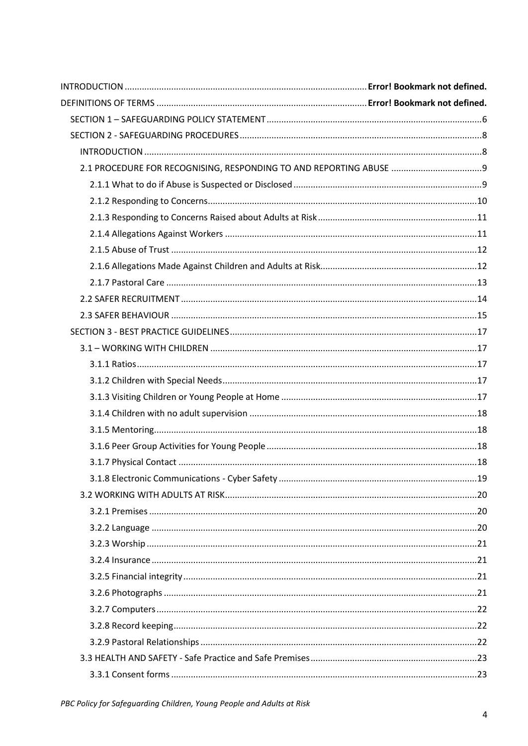INTRODUCTION ....... **Error! Bookmark not defined.**

DEFINITIONS OF TERMS ....... **Error! Bookmark not defined.**

- SECTION 1 – SAFEGUARDING POLICY STATEMENT ....... 6
- SECTION 2 - SAFEGUARDING PROCEDURES ....... 8
  - INTRODUCTION ....... 8
  - 2.1 PROCEDURE FOR RECOGNISING, RESPONDING TO AND REPORTING ABUSE ....... 9
    - 2.1.1 What to do if Abuse is Suspected or Disclosed ....... 9
    - 2.1.2 Responding to Concerns ....... 10
    - 2.1.3 Responding to Concerns Raised about Adults at Risk ....... 11
    - 2.1.4 Allegations Against Workers ....... 11
    - 2.1.5 Abuse of Trust ....... 12
    - 2.1.6 Allegations Made Against Children and Adults at Risk ....... 12
    - 2.1.7 Pastoral Care ....... 13
  - 2.2 SAFER RECRUITMENT ....... 14
  - 2.3 SAFER BEHAVIOUR ....... 15
- SECTION 3 - BEST PRACTICE GUIDELINES ....... 17
  - 3.1 – WORKING WITH CHILDREN ....... 17
    - 3.1.1 Ratios ....... 17
    - 3.1.2 Children with Special Needs ....... 17
    - 3.1.3 Visiting Children or Young People at Home ....... 17
    - 3.1.4 Children with no adult supervision ....... 18
    - 3.1.5 Mentoring ....... 18
    - 3.1.6 Peer Group Activities for Young People ....... 18
    - 3.1.7 Physical Contact ....... 18
    - 3.1.8 Electronic Communications - Cyber Safety ....... 19
  - 3.2 WORKING WITH ADULTS AT RISK ....... 20
    - 3.2.1 Premises ....... 20
    - 3.2.2 Language ....... 20
    - 3.2.3 Worship ....... 21
    - 3.2.4 Insurance ....... 21
    - 3.2.5 Financial integrity ....... 21
    - 3.2.6 Photographs ....... 21
    - 3.2.7 Computers ....... 22
    - 3.2.8 Record keeping ....... 22
    - 3.2.9 Pastoral Relationships ....... 22
  - 3.3 HEALTH AND SAFETY - Safe Practice and Safe Premises ....... 23
    - 3.3.1 Consent forms ....... 23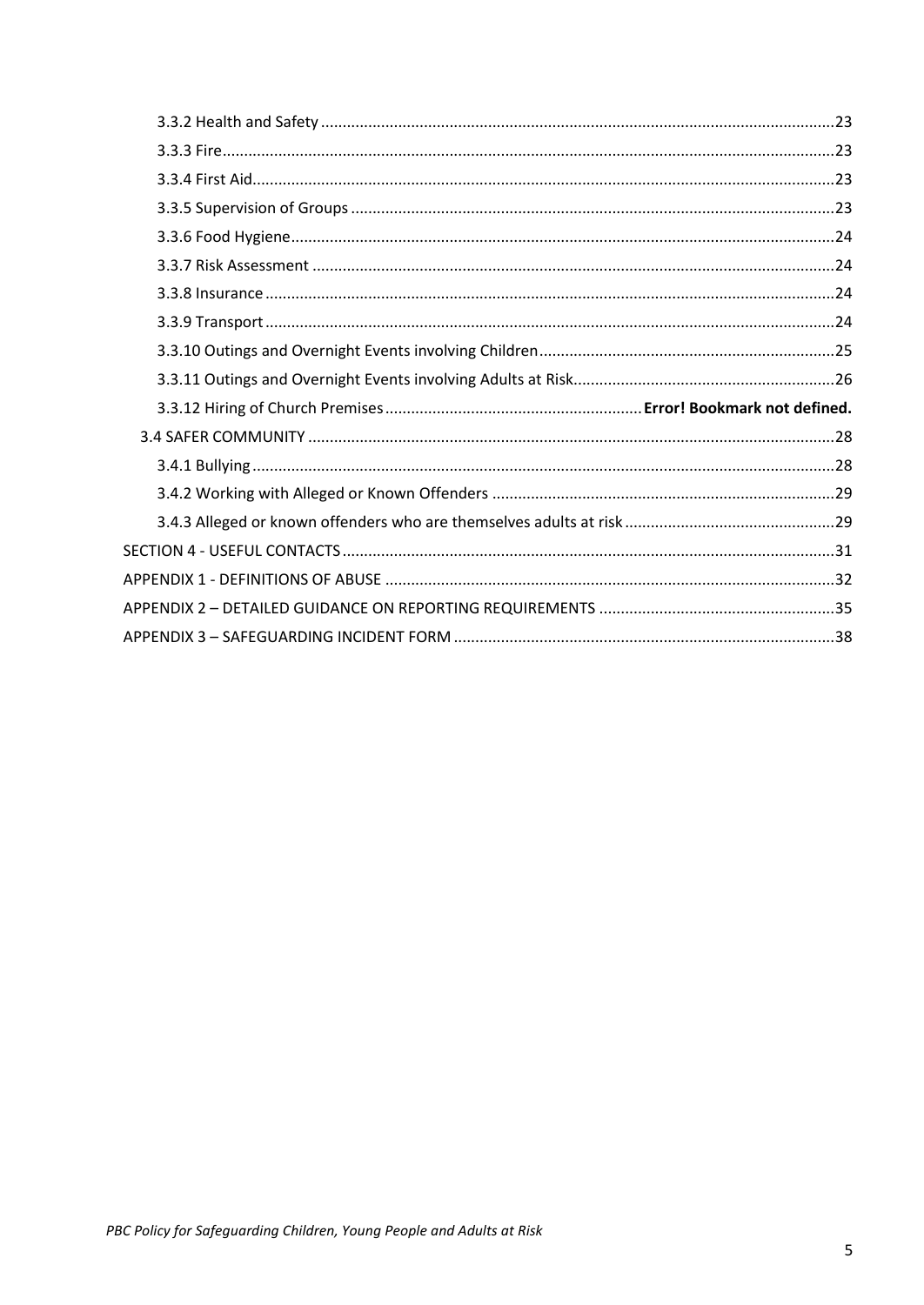3.3.2 Health and Safety .....23
3.3.3 Fire .....23
3.3.4 First Aid .....23
3.3.5 Supervision of Groups .....23
3.3.6 Food Hygiene .....24
3.3.7 Risk Assessment .....24
3.3.8 Insurance .....24
3.3.9 Transport .....24
3.3.10 Outings and Overnight Events involving Children .....25
3.3.11 Outings and Overnight Events involving Adults at Risk .....26
3.3.12 Hiring of Church Premises ..... **Error! Bookmark not defined.**
3.4 SAFER COMMUNITY .....28
3.4.1 Bullying .....28
3.4.2 Working with Alleged or Known Offenders .....29
3.4.3 Alleged or known offenders who are themselves adults at risk .....29
SECTION 4 - USEFUL CONTACTS .....31
APPENDIX 1 - DEFINITIONS OF ABUSE .....32
APPENDIX 2 – DETAILED GUIDANCE ON REPORTING REQUIREMENTS .....35
APPENDIX 3 – SAFEGUARDING INCIDENT FORM .....38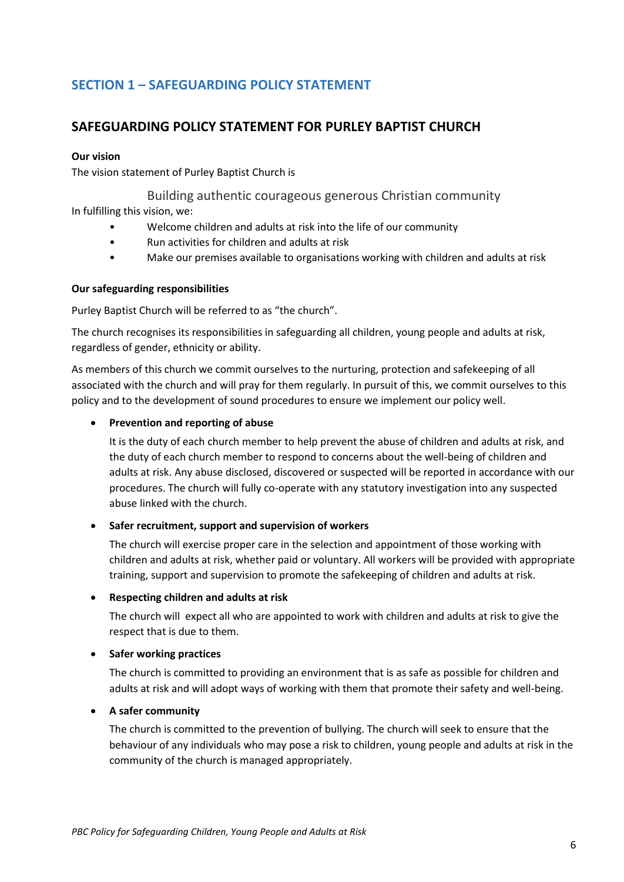## SECTION 1 – SAFEGUARDING POLICY STATEMENT

## SAFEGUARDING POLICY STATEMENT FOR PURLEY BAPTIST CHURCH

**Our vision**

The vision statement of Purley Baptist Church is

Building authentic courageous generous Christian community

In fulfilling this vision, we:

- Welcome children and adults at risk into the life of our community
- Run activities for children and adults at risk
- Make our premises available to organisations working with children and adults at risk

**Our safeguarding responsibilities**

Purley Baptist Church will be referred to as "the church".

The church recognises its responsibilities in safeguarding all children, young people and adults at risk, regardless of gender, ethnicity or ability.

As members of this church we commit ourselves to the nurturing, protection and safekeeping of all associated with the church and will pray for them regularly. In pursuit of this, we commit ourselves to this policy and to the development of sound procedures to ensure we implement our policy well.

- **Prevention and reporting of abuse**

  It is the duty of each church member to help prevent the abuse of children and adults at risk, and the duty of each church member to respond to concerns about the well-being of children and adults at risk. Any abuse disclosed, discovered or suspected will be reported in accordance with our procedures. The church will fully co-operate with any statutory investigation into any suspected abuse linked with the church.

- **Safer recruitment, support and supervision of workers**

  The church will exercise proper care in the selection and appointment of those working with children and adults at risk, whether paid or voluntary. All workers will be provided with appropriate training, support and supervision to promote the safekeeping of children and adults at risk.

- **Respecting children and adults at risk**

  The church will expect all who are appointed to work with children and adults at risk to give the respect that is due to them.

- **Safer working practices**

  The church is committed to providing an environment that is as safe as possible for children and adults at risk and will adopt ways of working with them that promote their safety and well-being.

- **A safer community**

  The church is committed to the prevention of bullying. The church will seek to ensure that the behaviour of any individuals who may pose a risk to children, young people and adults at risk in the community of the church is managed appropriately.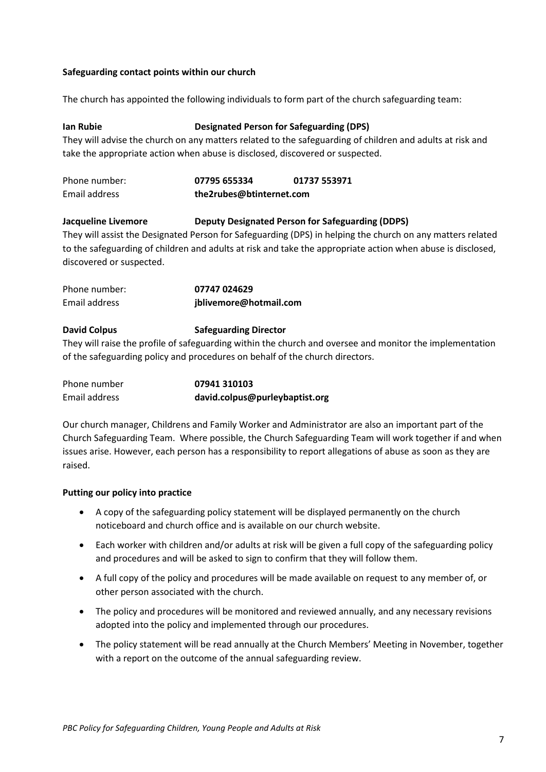**Safeguarding contact points within our church**

The church has appointed the following individuals to form part of the church safeguarding team:

**Ian Rubie** **Designated Person for Safeguarding (DPS)**

They will advise the church on any matters related to the safeguarding of children and adults at risk and take the appropriate action when abuse is disclosed, discovered or suspected.

| Phone number: | **07795 655334** | **01737 553971** |
|---|---|---|
| Email address | **the2rubes@btinternet.com** | |

**Jacqueline Livemore** **Deputy Designated Person for Safeguarding (DDPS)**

They will assist the Designated Person for Safeguarding (DPS) in helping the church on any matters related to the safeguarding of children and adults at risk and take the appropriate action when abuse is disclosed, discovered or suspected.

| Phone number: | **07747 024629** |
|---|---|
| Email address | **jblivemore@hotmail.com** |

**David Colpus** **Safeguarding Director**

They will raise the profile of safeguarding within the church and oversee and monitor the implementation of the safeguarding policy and procedures on behalf of the church directors.

| Phone number | **07941 310103** |
|---|---|
| Email address | **david.colpus@purleybaptist.org** |

Our church manager, Childrens and Family Worker and Administrator are also an important part of the Church Safeguarding Team. Where possible, the Church Safeguarding Team will work together if and when issues arise. However, each person has a responsibility to report allegations of abuse as soon as they are raised.

**Putting our policy into practice**

- A copy of the safeguarding policy statement will be displayed permanently on the church noticeboard and church office and is available on our church website.
- Each worker with children and/or adults at risk will be given a full copy of the safeguarding policy and procedures and will be asked to sign to confirm that they will follow them.
- A full copy of the policy and procedures will be made available on request to any member of, or other person associated with the church.
- The policy and procedures will be monitored and reviewed annually, and any necessary revisions adopted into the policy and implemented through our procedures.
- The policy statement will be read annually at the Church Members' Meeting in November, together with a report on the outcome of the annual safeguarding review.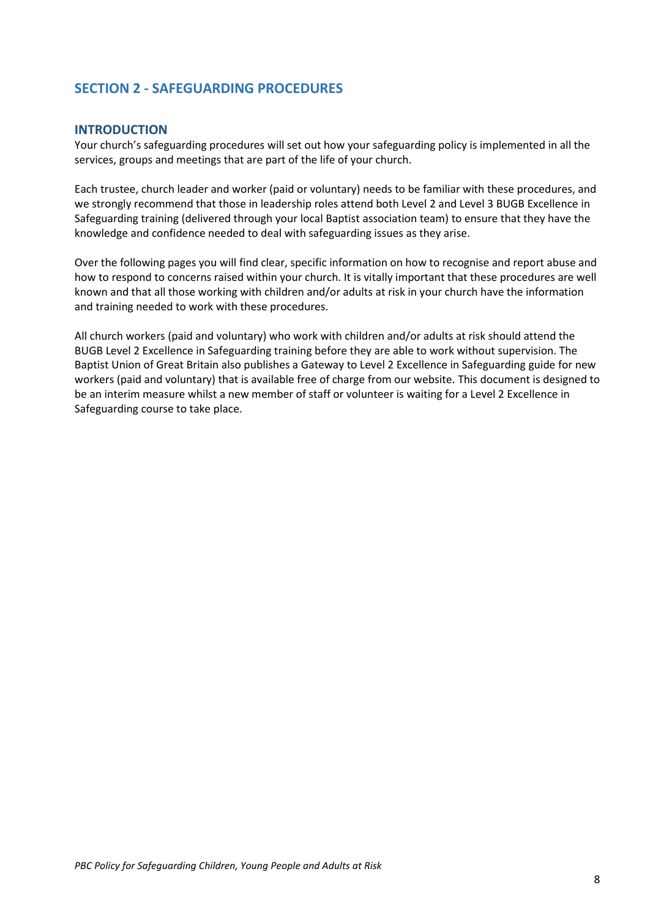## SECTION 2 - SAFEGUARDING PROCEDURES

### INTRODUCTION

Your church's safeguarding procedures will set out how your safeguarding policy is implemented in all the services, groups and meetings that are part of the life of your church.

Each trustee, church leader and worker (paid or voluntary) needs to be familiar with these procedures, and we strongly recommend that those in leadership roles attend both Level 2 and Level 3 BUGB Excellence in Safeguarding training (delivered through your local Baptist association team) to ensure that they have the knowledge and confidence needed to deal with safeguarding issues as they arise.

Over the following pages you will find clear, specific information on how to recognise and report abuse and how to respond to concerns raised within your church. It is vitally important that these procedures are well known and that all those working with children and/or adults at risk in your church have the information and training needed to work with these procedures.

All church workers (paid and voluntary) who work with children and/or adults at risk should attend the BUGB Level 2 Excellence in Safeguarding training before they are able to work without supervision. The Baptist Union of Great Britain also publishes a Gateway to Level 2 Excellence in Safeguarding guide for new workers (paid and voluntary) that is available free of charge from our website. This document is designed to be an interim measure whilst a new member of staff or volunteer is waiting for a Level 2 Excellence in Safeguarding course to take place.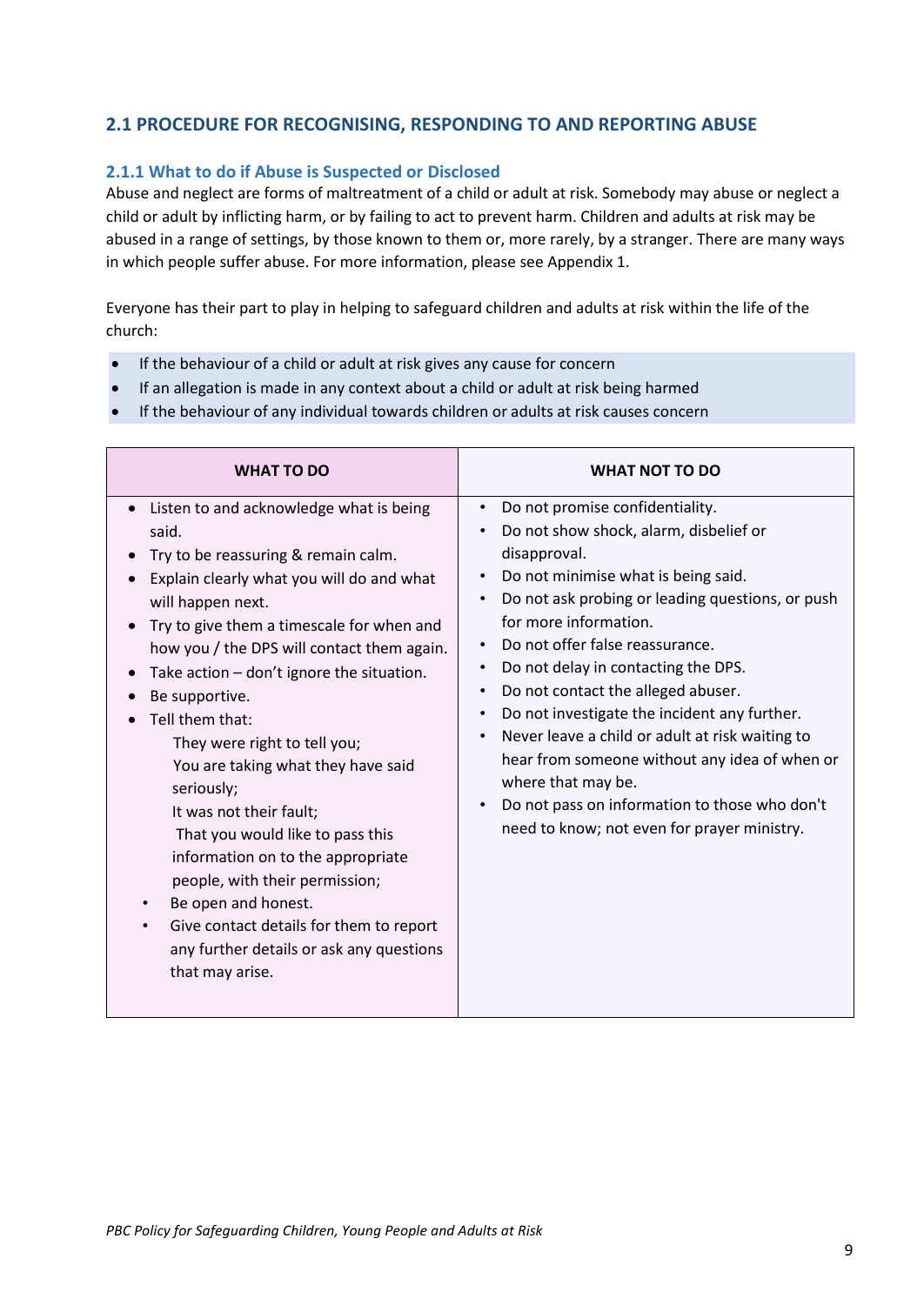## 2.1 PROCEDURE FOR RECOGNISING, RESPONDING TO AND REPORTING ABUSE

### 2.1.1 What to do if Abuse is Suspected or Disclosed

Abuse and neglect are forms of maltreatment of a child or adult at risk. Somebody may abuse or neglect a child or adult by inflicting harm, or by failing to act to prevent harm. Children and adults at risk may be abused in a range of settings, by those known to them or, more rarely, by a stranger. There are many ways in which people suffer abuse. For more information, please see Appendix 1.

Everyone has their part to play in helping to safeguard children and adults at risk within the life of the church:

- If the behaviour of a child or adult at risk gives any cause for concern
- If an allegation is made in any context about a child or adult at risk being harmed
- If the behaviour of any individual towards children or adults at risk causes concern

| WHAT TO DO | WHAT NOT TO DO |
|---|---|
| • Listen to and acknowledge what is being said.<br>• Try to be reassuring & remain calm.<br>• Explain clearly what you will do and what will happen next.<br>• Try to give them a timescale for when and how you / the DPS will contact them again.<br>• Take action – don't ignore the situation.<br>• Be supportive.<br>• Tell them that:<br>They were right to tell you;<br>You are taking what they have said seriously;<br>It was not their fault;<br>That you would like to pass this information on to the appropriate people, with their permission;<br>• Be open and honest.<br>• Give contact details for them to report any further details or ask any questions that may arise. | • Do not promise confidentiality.<br>• Do not show shock, alarm, disbelief or disapproval.<br>• Do not minimise what is being said.<br>• Do not ask probing or leading questions, or push for more information.<br>• Do not offer false reassurance.<br>• Do not delay in contacting the DPS.<br>• Do not contact the alleged abuser.<br>• Do not investigate the incident any further.<br>• Never leave a child or adult at risk waiting to hear from someone without any idea of when or where that may be.<br>• Do not pass on information to those who don't need to know; not even for prayer ministry. |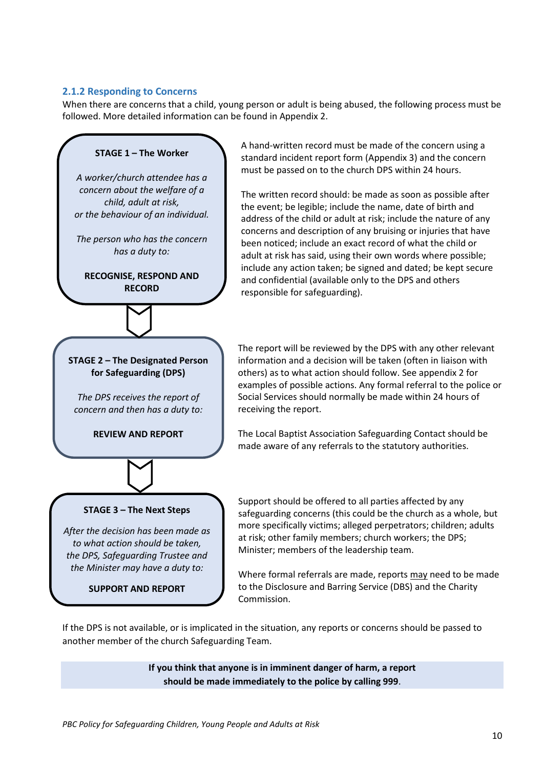### 2.1.2 Responding to Concerns

When there are concerns that a child, young person or adult is being abused, the following process must be followed. More detailed information can be found in Appendix 2.

**STAGE 1 – The Worker**

*A worker/church attendee has a concern about the welfare of a child, adult at risk, or the behaviour of an individual.*

*The person who has the concern has a duty to:*

**RECOGNISE, RESPOND AND RECORD**

A hand-written record must be made of the concern using a standard incident report form (Appendix 3) and the concern must be passed on to the church DPS within 24 hours.

The written record should: be made as soon as possible after the event; be legible; include the name, date of birth and address of the child or adult at risk; include the nature of any concerns and description of any bruising or injuries that have been noticed; include an exact record of what the child or adult at risk has said, using their own words where possible; include any action taken; be signed and dated; be kept secure and confidential (available only to the DPS and others responsible for safeguarding).

**STAGE 2 – The Designated Person for Safeguarding (DPS)**

*The DPS receives the report of concern and then has a duty to:*

**REVIEW AND REPORT**

The report will be reviewed by the DPS with any other relevant information and a decision will be taken (often in liaison with others) as to what action should follow. See appendix 2 for examples of possible actions. Any formal referral to the police or Social Services should normally be made within 24 hours of receiving the report.

The Local Baptist Association Safeguarding Contact should be made aware of any referrals to the statutory authorities.

**STAGE 3 – The Next Steps**

*After the decision has been made as to what action should be taken, the DPS, Safeguarding Trustee and the Minister may have a duty to:*

**SUPPORT AND REPORT**

Support should be offered to all parties affected by any safeguarding concerns (this could be the church as a whole, but more specifically victims; alleged perpetrators; children; adults at risk; other family members; church workers; the DPS; Minister; members of the leadership team.

Where formal referrals are made, reports may need to be made to the Disclosure and Barring Service (DBS) and the Charity Commission.

If the DPS is not available, or is implicated in the situation, any reports or concerns should be passed to another member of the church Safeguarding Team.

**If you think that anyone is in imminent danger of harm, a report should be made immediately to the police by calling 999**.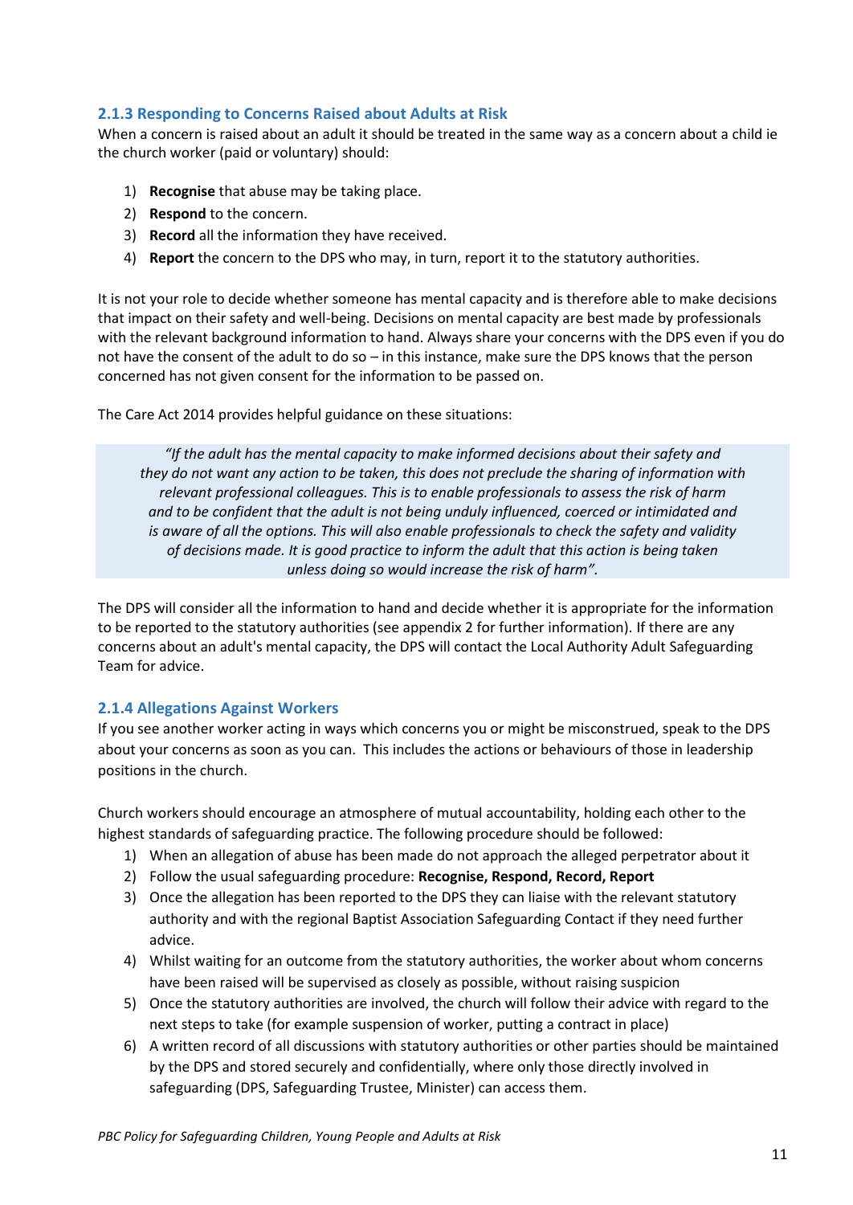### 2.1.3 Responding to Concerns Raised about Adults at Risk

When a concern is raised about an adult it should be treated in the same way as a concern about a child ie the church worker (paid or voluntary) should:

1) **Recognise** that abuse may be taking place.
2) **Respond** to the concern.
3) **Record** all the information they have received.
4) **Report** the concern to the DPS who may, in turn, report it to the statutory authorities.

It is not your role to decide whether someone has mental capacity and is therefore able to make decisions that impact on their safety and well-being. Decisions on mental capacity are best made by professionals with the relevant background information to hand. Always share your concerns with the DPS even if you do not have the consent of the adult to do so – in this instance, make sure the DPS knows that the person concerned has not given consent for the information to be passed on.

The Care Act 2014 provides helpful guidance on these situations:

> *"If the adult has the mental capacity to make informed decisions about their safety and they do not want any action to be taken, this does not preclude the sharing of information with relevant professional colleagues. This is to enable professionals to assess the risk of harm and to be confident that the adult is not being unduly influenced, coerced or intimidated and is aware of all the options. This will also enable professionals to check the safety and validity of decisions made. It is good practice to inform the adult that this action is being taken unless doing so would increase the risk of harm".*

The DPS will consider all the information to hand and decide whether it is appropriate for the information to be reported to the statutory authorities (see appendix 2 for further information). If there are any concerns about an adult's mental capacity, the DPS will contact the Local Authority Adult Safeguarding Team for advice.

### 2.1.4 Allegations Against Workers

If you see another worker acting in ways which concerns you or might be misconstrued, speak to the DPS about your concerns as soon as you can. This includes the actions or behaviours of those in leadership positions in the church.

Church workers should encourage an atmosphere of mutual accountability, holding each other to the highest standards of safeguarding practice. The following procedure should be followed:

1) When an allegation of abuse has been made do not approach the alleged perpetrator about it
2) Follow the usual safeguarding procedure: **Recognise, Respond, Record, Report**
3) Once the allegation has been reported to the DPS they can liaise with the relevant statutory authority and with the regional Baptist Association Safeguarding Contact if they need further advice.
4) Whilst waiting for an outcome from the statutory authorities, the worker about whom concerns have been raised will be supervised as closely as possible, without raising suspicion
5) Once the statutory authorities are involved, the church will follow their advice with regard to the next steps to take (for example suspension of worker, putting a contract in place)
6) A written record of all discussions with statutory authorities or other parties should be maintained by the DPS and stored securely and confidentially, where only those directly involved in safeguarding (DPS, Safeguarding Trustee, Minister) can access them.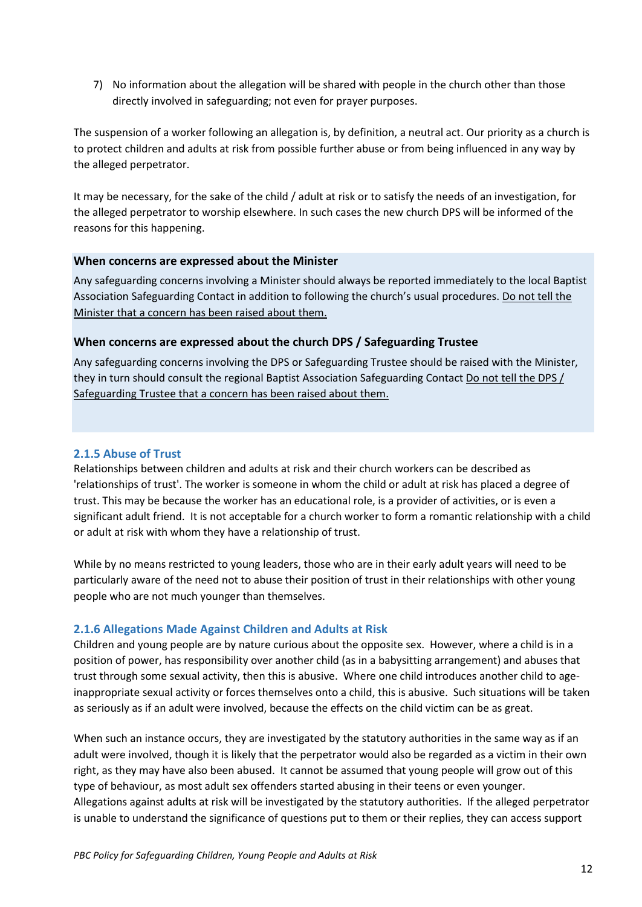7) No information about the allegation will be shared with people in the church other than those directly involved in safeguarding; not even for prayer purposes.

The suspension of a worker following an allegation is, by definition, a neutral act. Our priority as a church is to protect children and adults at risk from possible further abuse or from being influenced in any way by the alleged perpetrator.

It may be necessary, for the sake of the child / adult at risk or to satisfy the needs of an investigation, for the alleged perpetrator to worship elsewhere. In such cases the new church DPS will be informed of the reasons for this happening.

**When concerns are expressed about the Minister**

Any safeguarding concerns involving a Minister should always be reported immediately to the local Baptist Association Safeguarding Contact in addition to following the church's usual procedures. <u>Do not tell the Minister that a concern has been raised about them.</u>

**When concerns are expressed about the church DPS / Safeguarding Trustee**

Any safeguarding concerns involving the DPS or Safeguarding Trustee should be raised with the Minister, they in turn should consult the regional Baptist Association Safeguarding Contact <u>Do not tell the DPS / Safeguarding Trustee that a concern has been raised about them.</u>

### 2.1.5 Abuse of Trust

Relationships between children and adults at risk and their church workers can be described as 'relationships of trust'. The worker is someone in whom the child or adult at risk has placed a degree of trust. This may be because the worker has an educational role, is a provider of activities, or is even a significant adult friend. It is not acceptable for a church worker to form a romantic relationship with a child or adult at risk with whom they have a relationship of trust.

While by no means restricted to young leaders, those who are in their early adult years will need to be particularly aware of the need not to abuse their position of trust in their relationships with other young people who are not much younger than themselves.

### 2.1.6 Allegations Made Against Children and Adults at Risk

Children and young people are by nature curious about the opposite sex. However, where a child is in a position of power, has responsibility over another child (as in a babysitting arrangement) and abuses that trust through some sexual activity, then this is abusive. Where one child introduces another child to age-inappropriate sexual activity or forces themselves onto a child, this is abusive. Such situations will be taken as seriously as if an adult were involved, because the effects on the child victim can be as great.

When such an instance occurs, they are investigated by the statutory authorities in the same way as if an adult were involved, though it is likely that the perpetrator would also be regarded as a victim in their own right, as they may have also been abused. It cannot be assumed that young people will grow out of this type of behaviour, as most adult sex offenders started abusing in their teens or even younger.
Allegations against adults at risk will be investigated by the statutory authorities. If the alleged perpetrator is unable to understand the significance of questions put to them or their replies, they can access support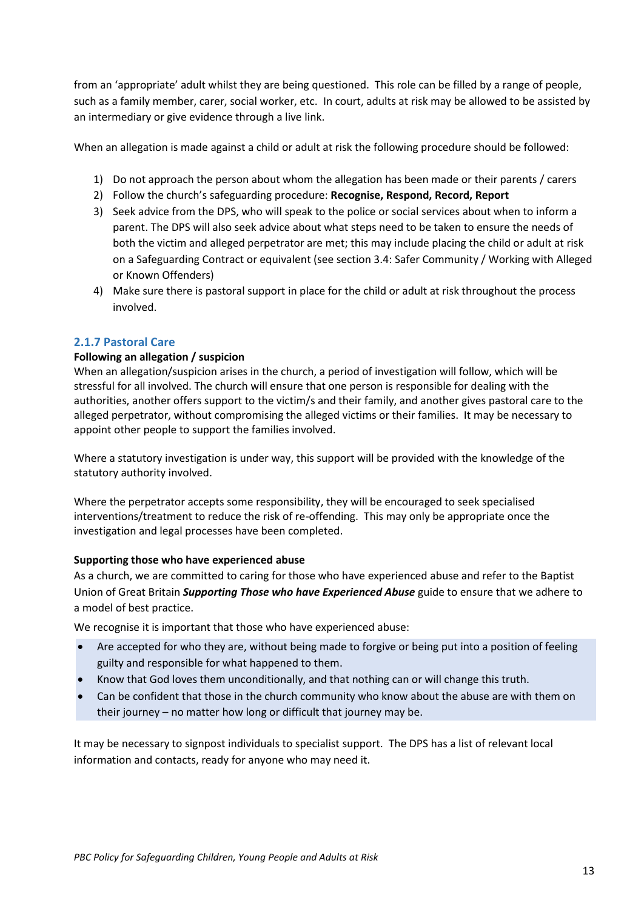from an 'appropriate' adult whilst they are being questioned. This role can be filled by a range of people, such as a family member, carer, social worker, etc. In court, adults at risk may be allowed to be assisted by an intermediary or give evidence through a live link.

When an allegation is made against a child or adult at risk the following procedure should be followed:

1) Do not approach the person about whom the allegation has been made or their parents / carers
2) Follow the church's safeguarding procedure: **Recognise, Respond, Record, Report**
3) Seek advice from the DPS, who will speak to the police or social services about when to inform a parent. The DPS will also seek advice about what steps need to be taken to ensure the needs of both the victim and alleged perpetrator are met; this may include placing the child or adult at risk on a Safeguarding Contract or equivalent (see section 3.4: Safer Community / Working with Alleged or Known Offenders)
4) Make sure there is pastoral support in place for the child or adult at risk throughout the process involved.

### 2.1.7 Pastoral Care

**Following an allegation / suspicion**

When an allegation/suspicion arises in the church, a period of investigation will follow, which will be stressful for all involved. The church will ensure that one person is responsible for dealing with the authorities, another offers support to the victim/s and their family, and another gives pastoral care to the alleged perpetrator, without compromising the alleged victims or their families. It may be necessary to appoint other people to support the families involved.

Where a statutory investigation is under way, this support will be provided with the knowledge of the statutory authority involved.

Where the perpetrator accepts some responsibility, they will be encouraged to seek specialised interventions/treatment to reduce the risk of re-offending. This may only be appropriate once the investigation and legal processes have been completed.

**Supporting those who have experienced abuse**

As a church, we are committed to caring for those who have experienced abuse and refer to the Baptist Union of Great Britain ***Supporting Those who have Experienced Abuse*** guide to ensure that we adhere to a model of best practice.

We recognise it is important that those who have experienced abuse:

- Are accepted for who they are, without being made to forgive or being put into a position of feeling guilty and responsible for what happened to them.
- Know that God loves them unconditionally, and that nothing can or will change this truth.
- Can be confident that those in the church community who know about the abuse are with them on their journey – no matter how long or difficult that journey may be.

It may be necessary to signpost individuals to specialist support. The DPS has a list of relevant local information and contacts, ready for anyone who may need it.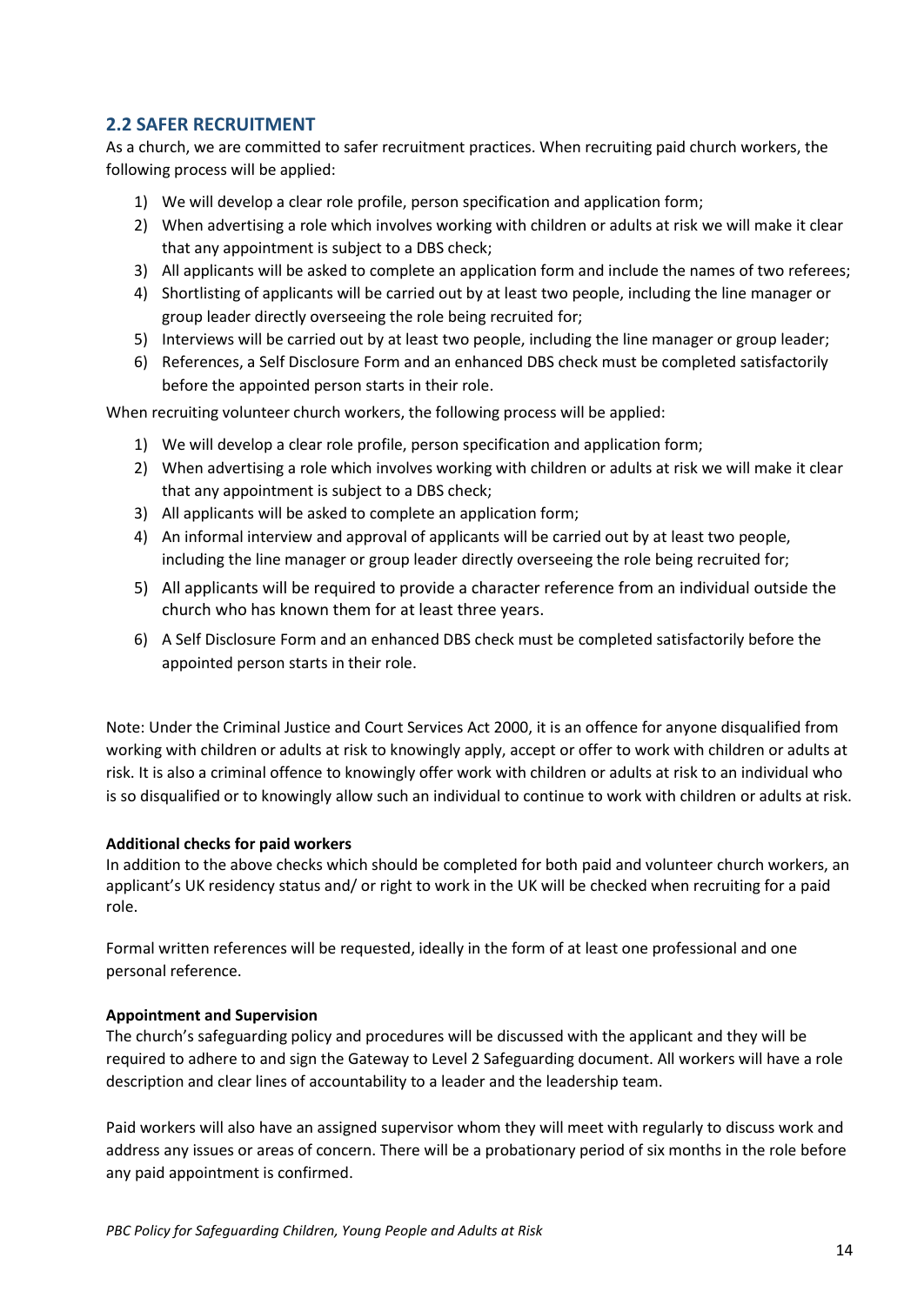## 2.2 SAFER RECRUITMENT

As a church, we are committed to safer recruitment practices. When recruiting paid church workers, the following process will be applied:

1) We will develop a clear role profile, person specification and application form;
2) When advertising a role which involves working with children or adults at risk we will make it clear that any appointment is subject to a DBS check;
3) All applicants will be asked to complete an application form and include the names of two referees;
4) Shortlisting of applicants will be carried out by at least two people, including the line manager or group leader directly overseeing the role being recruited for;
5) Interviews will be carried out by at least two people, including the line manager or group leader;
6) References, a Self Disclosure Form and an enhanced DBS check must be completed satisfactorily before the appointed person starts in their role.

When recruiting volunteer church workers, the following process will be applied:

1) We will develop a clear role profile, person specification and application form;
2) When advertising a role which involves working with children or adults at risk we will make it clear that any appointment is subject to a DBS check;
3) All applicants will be asked to complete an application form;
4) An informal interview and approval of applicants will be carried out by at least two people, including the line manager or group leader directly overseeing the role being recruited for;
5) All applicants will be required to provide a character reference from an individual outside the church who has known them for at least three years.
6) A Self Disclosure Form and an enhanced DBS check must be completed satisfactorily before the appointed person starts in their role.

Note: Under the Criminal Justice and Court Services Act 2000, it is an offence for anyone disqualified from working with children or adults at risk to knowingly apply, accept or offer to work with children or adults at risk. It is also a criminal offence to knowingly offer work with children or adults at risk to an individual who is so disqualified or to knowingly allow such an individual to continue to work with children or adults at risk.

**Additional checks for paid workers**

In addition to the above checks which should be completed for both paid and volunteer church workers, an applicant's UK residency status and/ or right to work in the UK will be checked when recruiting for a paid role.

Formal written references will be requested, ideally in the form of at least one professional and one personal reference.

**Appointment and Supervision**

The church's safeguarding policy and procedures will be discussed with the applicant and they will be required to adhere to and sign the Gateway to Level 2 Safeguarding document. All workers will have a role description and clear lines of accountability to a leader and the leadership team.

Paid workers will also have an assigned supervisor whom they will meet with regularly to discuss work and address any issues or areas of concern. There will be a probationary period of six months in the role before any paid appointment is confirmed.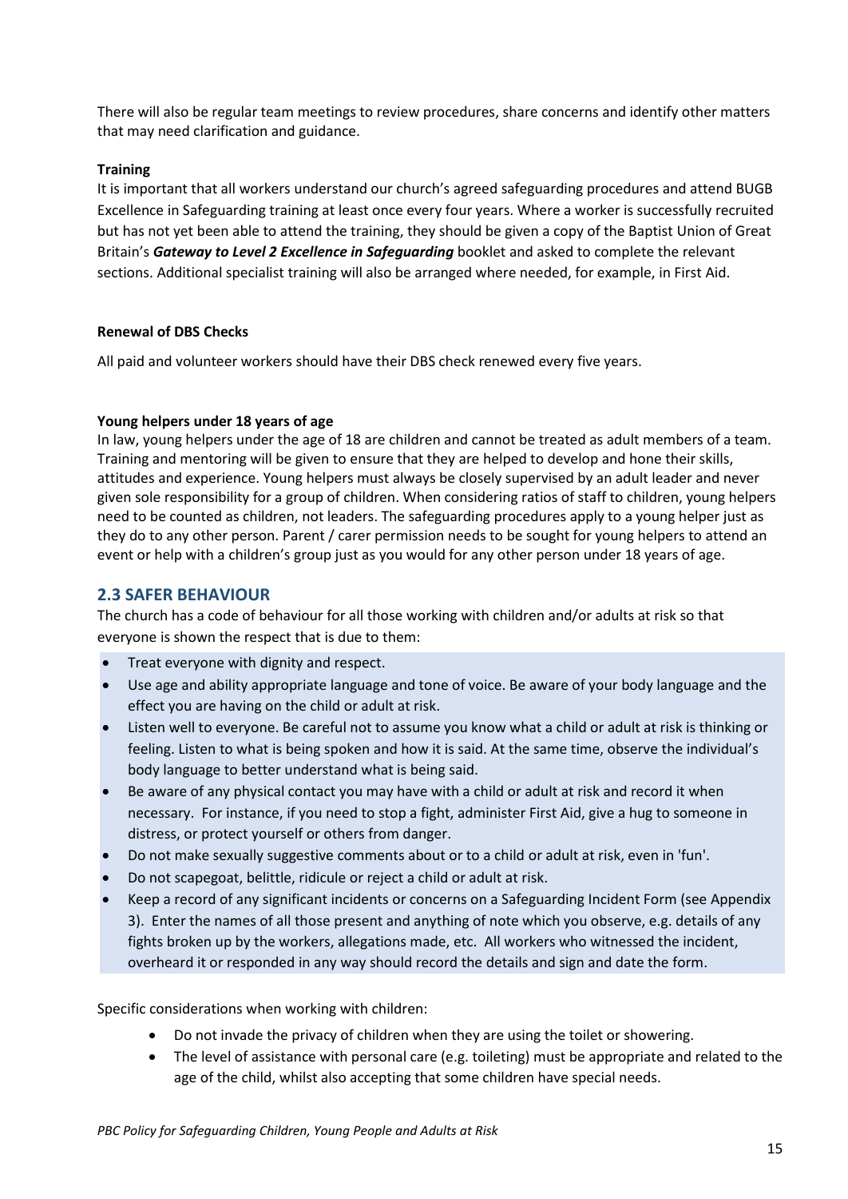There will also be regular team meetings to review procedures, share concerns and identify other matters that may need clarification and guidance.

**Training**

It is important that all workers understand our church's agreed safeguarding procedures and attend BUGB Excellence in Safeguarding training at least once every four years. Where a worker is successfully recruited but has not yet been able to attend the training, they should be given a copy of the Baptist Union of Great Britain's ***Gateway to Level 2 Excellence in Safeguarding*** booklet and asked to complete the relevant sections. Additional specialist training will also be arranged where needed, for example, in First Aid.

**Renewal of DBS Checks**

All paid and volunteer workers should have their DBS check renewed every five years.

**Young helpers under 18 years of age**

In law, young helpers under the age of 18 are children and cannot be treated as adult members of a team. Training and mentoring will be given to ensure that they are helped to develop and hone their skills, attitudes and experience. Young helpers must always be closely supervised by an adult leader and never given sole responsibility for a group of children. When considering ratios of staff to children, young helpers need to be counted as children, not leaders. The safeguarding procedures apply to a young helper just as they do to any other person. Parent / carer permission needs to be sought for young helpers to attend an event or help with a children's group just as you would for any other person under 18 years of age.

## 2.3 SAFER BEHAVIOUR

The church has a code of behaviour for all those working with children and/or adults at risk so that everyone is shown the respect that is due to them:

- Treat everyone with dignity and respect.
- Use age and ability appropriate language and tone of voice. Be aware of your body language and the effect you are having on the child or adult at risk.
- Listen well to everyone. Be careful not to assume you know what a child or adult at risk is thinking or feeling. Listen to what is being spoken and how it is said. At the same time, observe the individual's body language to better understand what is being said.
- Be aware of any physical contact you may have with a child or adult at risk and record it when necessary. For instance, if you need to stop a fight, administer First Aid, give a hug to someone in distress, or protect yourself or others from danger.
- Do not make sexually suggestive comments about or to a child or adult at risk, even in 'fun'.
- Do not scapegoat, belittle, ridicule or reject a child or adult at risk.
- Keep a record of any significant incidents or concerns on a Safeguarding Incident Form (see Appendix 3). Enter the names of all those present and anything of note which you observe, e.g. details of any fights broken up by the workers, allegations made, etc. All workers who witnessed the incident, overheard it or responded in any way should record the details and sign and date the form.

Specific considerations when working with children:

- Do not invade the privacy of children when they are using the toilet or showering.
- The level of assistance with personal care (e.g. toileting) must be appropriate and related to the age of the child, whilst also accepting that some children have special needs.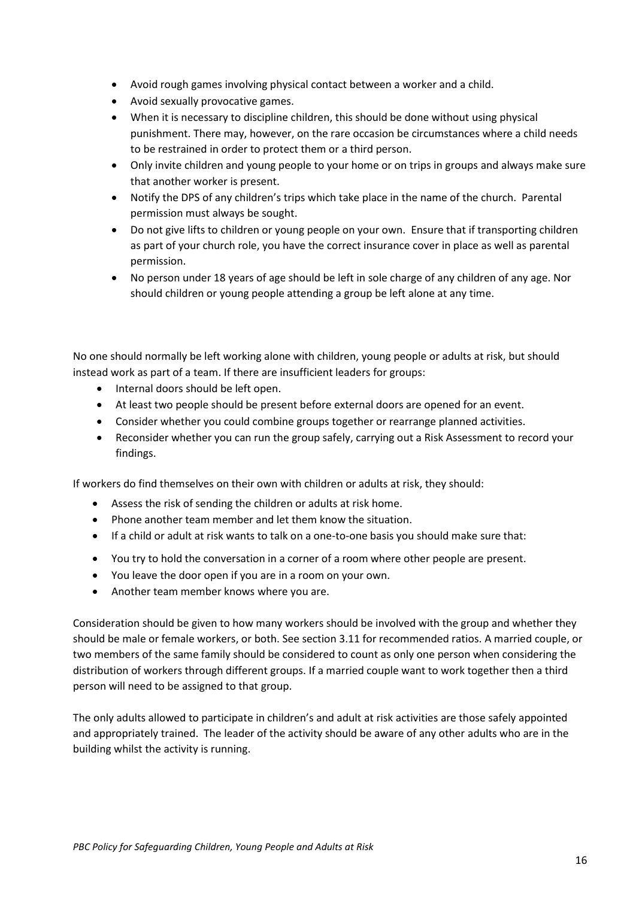- Avoid rough games involving physical contact between a worker and a child.
- Avoid sexually provocative games.
- When it is necessary to discipline children, this should be done without using physical punishment. There may, however, on the rare occasion be circumstances where a child needs to be restrained in order to protect them or a third person.
- Only invite children and young people to your home or on trips in groups and always make sure that another worker is present.
- Notify the DPS of any children's trips which take place in the name of the church. Parental permission must always be sought.
- Do not give lifts to children or young people on your own. Ensure that if transporting children as part of your church role, you have the correct insurance cover in place as well as parental permission.
- No person under 18 years of age should be left in sole charge of any children of any age. Nor should children or young people attending a group be left alone at any time.

No one should normally be left working alone with children, young people or adults at risk, but should instead work as part of a team. If there are insufficient leaders for groups:

- Internal doors should be left open.
- At least two people should be present before external doors are opened for an event.
- Consider whether you could combine groups together or rearrange planned activities.
- Reconsider whether you can run the group safely, carrying out a Risk Assessment to record your findings.

If workers do find themselves on their own with children or adults at risk, they should:

- Assess the risk of sending the children or adults at risk home.
- Phone another team member and let them know the situation.
- If a child or adult at risk wants to talk on a one-to-one basis you should make sure that:

- You try to hold the conversation in a corner of a room where other people are present.
- You leave the door open if you are in a room on your own.
- Another team member knows where you are.

Consideration should be given to how many workers should be involved with the group and whether they should be male or female workers, or both. See section 3.11 for recommended ratios. A married couple, or two members of the same family should be considered to count as only one person when considering the distribution of workers through different groups. If a married couple want to work together then a third person will need to be assigned to that group.

The only adults allowed to participate in children's and adult at risk activities are those safely appointed and appropriately trained. The leader of the activity should be aware of any other adults who are in the building whilst the activity is running.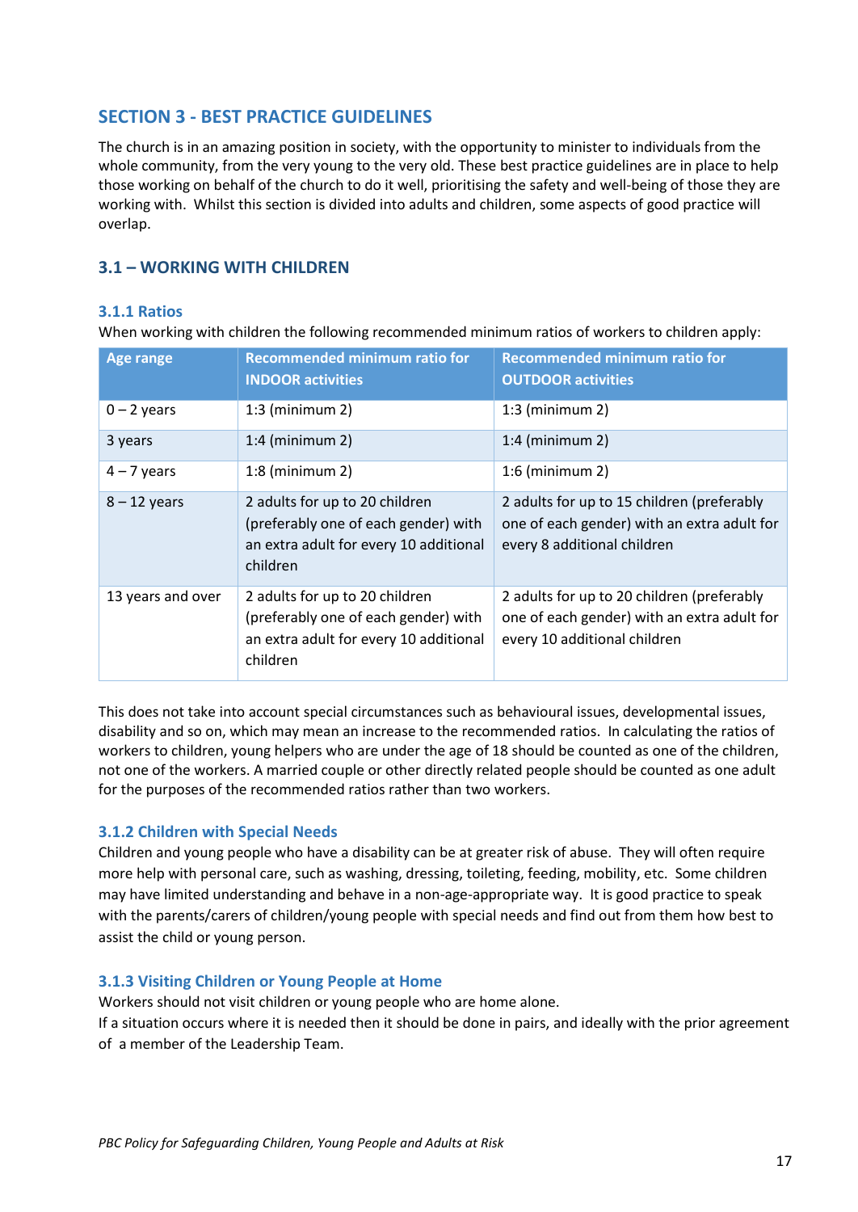## SECTION 3 - BEST PRACTICE GUIDELINES

The church is in an amazing position in society, with the opportunity to minister to individuals from the whole community, from the very young to the very old. These best practice guidelines are in place to help those working on behalf of the church to do it well, prioritising the safety and well-being of those they are working with. Whilst this section is divided into adults and children, some aspects of good practice will overlap.

### 3.1 – WORKING WITH CHILDREN

#### 3.1.1 Ratios

When working with children the following recommended minimum ratios of workers to children apply:

| Age range | Recommended minimum ratio for INDOOR activities | Recommended minimum ratio for OUTDOOR activities |
|---|---|---|
| 0 – 2 years | 1:3 (minimum 2) | 1:3 (minimum 2) |
| 3 years | 1:4 (minimum 2) | 1:4 (minimum 2) |
| 4 – 7 years | 1:8 (minimum 2) | 1:6 (minimum 2) |
| 8 – 12 years | 2 adults for up to 20 children (preferably one of each gender) with an extra adult for every 10 additional children | 2 adults for up to 15 children (preferably one of each gender) with an extra adult for every 8 additional children |
| 13 years and over | 2 adults for up to 20 children (preferably one of each gender) with an extra adult for every 10 additional children | 2 adults for up to 20 children (preferably one of each gender) with an extra adult for every 10 additional children |

This does not take into account special circumstances such as behavioural issues, developmental issues, disability and so on, which may mean an increase to the recommended ratios. In calculating the ratios of workers to children, young helpers who are under the age of 18 should be counted as one of the children, not one of the workers. A married couple or other directly related people should be counted as one adult for the purposes of the recommended ratios rather than two workers.

#### 3.1.2 Children with Special Needs

Children and young people who have a disability can be at greater risk of abuse. They will often require more help with personal care, such as washing, dressing, toileting, feeding, mobility, etc. Some children may have limited understanding and behave in a non-age-appropriate way. It is good practice to speak with the parents/carers of children/young people with special needs and find out from them how best to assist the child or young person.

#### 3.1.3 Visiting Children or Young People at Home

Workers should not visit children or young people who are home alone.

If a situation occurs where it is needed then it should be done in pairs, and ideally with the prior agreement of a member of the Leadership Team.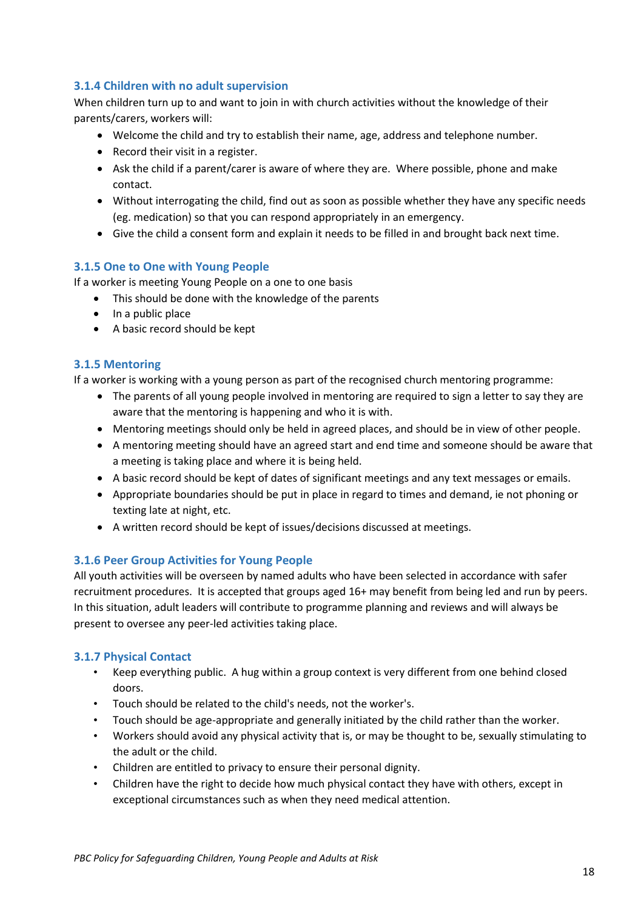### 3.1.4 Children with no adult supervision

When children turn up to and want to join in with church activities without the knowledge of their parents/carers, workers will:

- Welcome the child and try to establish their name, age, address and telephone number.
- Record their visit in a register.
- Ask the child if a parent/carer is aware of where they are. Where possible, phone and make contact.
- Without interrogating the child, find out as soon as possible whether they have any specific needs (eg. medication) so that you can respond appropriately in an emergency.
- Give the child a consent form and explain it needs to be filled in and brought back next time.

### 3.1.5 One to One with Young People

If a worker is meeting Young People on a one to one basis

- This should be done with the knowledge of the parents
- In a public place
- A basic record should be kept

### 3.1.5 Mentoring

If a worker is working with a young person as part of the recognised church mentoring programme:

- The parents of all young people involved in mentoring are required to sign a letter to say they are aware that the mentoring is happening and who it is with.
- Mentoring meetings should only be held in agreed places, and should be in view of other people.
- A mentoring meeting should have an agreed start and end time and someone should be aware that a meeting is taking place and where it is being held.
- A basic record should be kept of dates of significant meetings and any text messages or emails.
- Appropriate boundaries should be put in place in regard to times and demand, ie not phoning or texting late at night, etc.
- A written record should be kept of issues/decisions discussed at meetings.

### 3.1.6 Peer Group Activities for Young People

All youth activities will be overseen by named adults who have been selected in accordance with safer recruitment procedures. It is accepted that groups aged 16+ may benefit from being led and run by peers. In this situation, adult leaders will contribute to programme planning and reviews and will always be present to oversee any peer-led activities taking place.

### 3.1.7 Physical Contact

- Keep everything public. A hug within a group context is very different from one behind closed doors.
- Touch should be related to the child's needs, not the worker's.
- Touch should be age-appropriate and generally initiated by the child rather than the worker.
- Workers should avoid any physical activity that is, or may be thought to be, sexually stimulating to the adult or the child.
- Children are entitled to privacy to ensure their personal dignity.
- Children have the right to decide how much physical contact they have with others, except in exceptional circumstances such as when they need medical attention.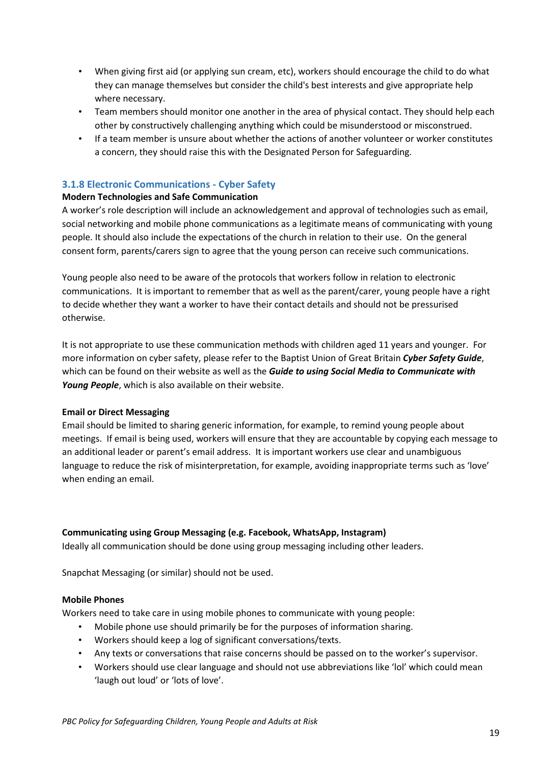- When giving first aid (or applying sun cream, etc), workers should encourage the child to do what they can manage themselves but consider the child's best interests and give appropriate help where necessary.
- Team members should monitor one another in the area of physical contact. They should help each other by constructively challenging anything which could be misunderstood or misconstrued.
- If a team member is unsure about whether the actions of another volunteer or worker constitutes a concern, they should raise this with the Designated Person for Safeguarding.

### 3.1.8 Electronic Communications - Cyber Safety

**Modern Technologies and Safe Communication**

A worker's role description will include an acknowledgement and approval of technologies such as email, social networking and mobile phone communications as a legitimate means of communicating with young people. It should also include the expectations of the church in relation to their use. On the general consent form, parents/carers sign to agree that the young person can receive such communications.

Young people also need to be aware of the protocols that workers follow in relation to electronic communications. It is important to remember that as well as the parent/carer, young people have a right to decide whether they want a worker to have their contact details and should not be pressurised otherwise.

It is not appropriate to use these communication methods with children aged 11 years and younger. For more information on cyber safety, please refer to the Baptist Union of Great Britain ***Cyber Safety Guide***, which can be found on their website as well as the ***Guide to using Social Media to Communicate with Young People***, which is also available on their website.

**Email or Direct Messaging**

Email should be limited to sharing generic information, for example, to remind young people about meetings. If email is being used, workers will ensure that they are accountable by copying each message to an additional leader or parent's email address. It is important workers use clear and unambiguous language to reduce the risk of misinterpretation, for example, avoiding inappropriate terms such as 'love' when ending an email.

**Communicating using Group Messaging (e.g. Facebook, WhatsApp, Instagram)**

Ideally all communication should be done using group messaging including other leaders.

Snapchat Messaging (or similar) should not be used.

**Mobile Phones**

Workers need to take care in using mobile phones to communicate with young people:

- Mobile phone use should primarily be for the purposes of information sharing.
- Workers should keep a log of significant conversations/texts.
- Any texts or conversations that raise concerns should be passed on to the worker's supervisor.
- Workers should use clear language and should not use abbreviations like 'lol' which could mean 'laugh out loud' or 'lots of love'.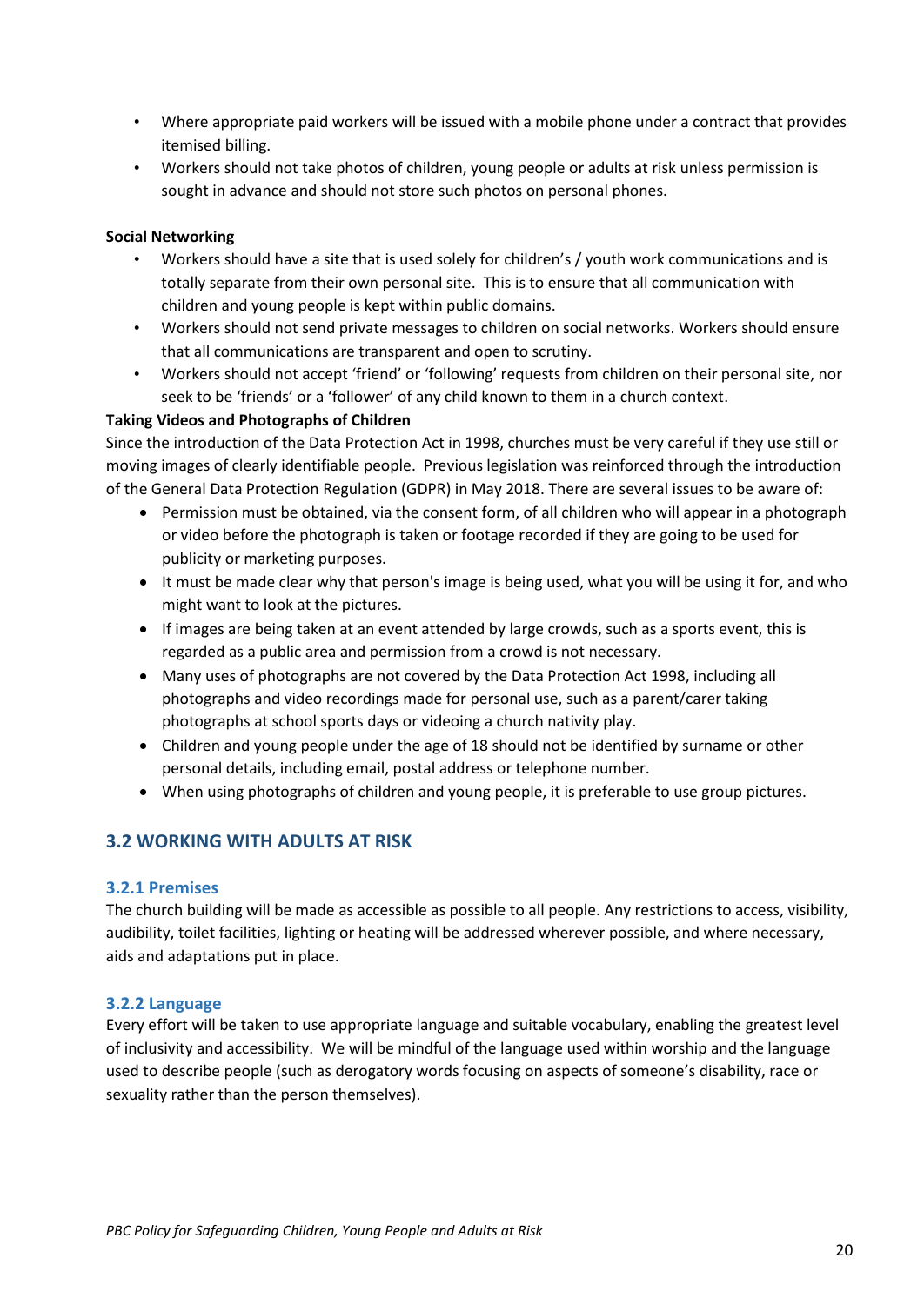- Where appropriate paid workers will be issued with a mobile phone under a contract that provides itemised billing.
- Workers should not take photos of children, young people or adults at risk unless permission is sought in advance and should not store such photos on personal phones.

**Social Networking**

- Workers should have a site that is used solely for children's / youth work communications and is totally separate from their own personal site. This is to ensure that all communication with children and young people is kept within public domains.
- Workers should not send private messages to children on social networks. Workers should ensure that all communications are transparent and open to scrutiny.
- Workers should not accept 'friend' or 'following' requests from children on their personal site, nor seek to be 'friends' or a 'follower' of any child known to them in a church context.

**Taking Videos and Photographs of Children**

Since the introduction of the Data Protection Act in 1998, churches must be very careful if they use still or moving images of clearly identifiable people. Previous legislation was reinforced through the introduction of the General Data Protection Regulation (GDPR) in May 2018. There are several issues to be aware of:

- Permission must be obtained, via the consent form, of all children who will appear in a photograph or video before the photograph is taken or footage recorded if they are going to be used for publicity or marketing purposes.
- It must be made clear why that person's image is being used, what you will be using it for, and who might want to look at the pictures.
- If images are being taken at an event attended by large crowds, such as a sports event, this is regarded as a public area and permission from a crowd is not necessary.
- Many uses of photographs are not covered by the Data Protection Act 1998, including all photographs and video recordings made for personal use, such as a parent/carer taking photographs at school sports days or videoing a church nativity play.
- Children and young people under the age of 18 should not be identified by surname or other personal details, including email, postal address or telephone number.
- When using photographs of children and young people, it is preferable to use group pictures.

## 3.2 WORKING WITH ADULTS AT RISK

### 3.2.1 Premises

The church building will be made as accessible as possible to all people. Any restrictions to access, visibility, audibility, toilet facilities, lighting or heating will be addressed wherever possible, and where necessary, aids and adaptations put in place.

### 3.2.2 Language

Every effort will be taken to use appropriate language and suitable vocabulary, enabling the greatest level of inclusivity and accessibility. We will be mindful of the language used within worship and the language used to describe people (such as derogatory words focusing on aspects of someone's disability, race or sexuality rather than the person themselves).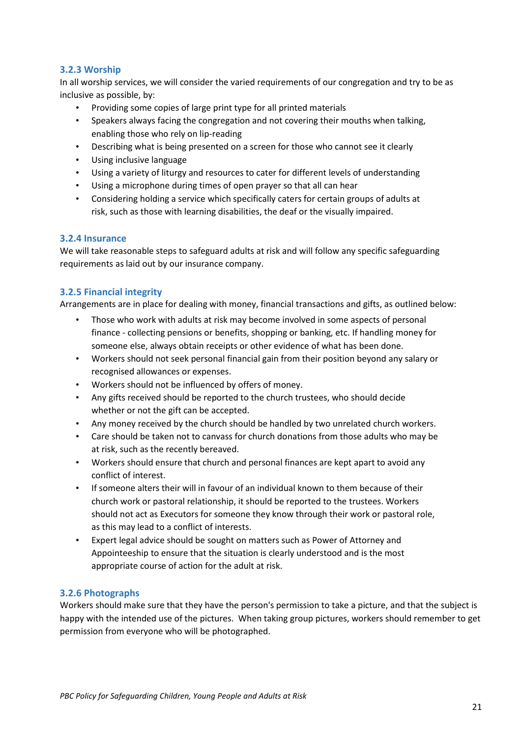### 3.2.3 Worship

In all worship services, we will consider the varied requirements of our congregation and try to be as inclusive as possible, by:

- Providing some copies of large print type for all printed materials
- Speakers always facing the congregation and not covering their mouths when talking, enabling those who rely on lip-reading
- Describing what is being presented on a screen for those who cannot see it clearly
- Using inclusive language
- Using a variety of liturgy and resources to cater for different levels of understanding
- Using a microphone during times of open prayer so that all can hear
- Considering holding a service which specifically caters for certain groups of adults at risk, such as those with learning disabilities, the deaf or the visually impaired.

### 3.2.4 Insurance

We will take reasonable steps to safeguard adults at risk and will follow any specific safeguarding requirements as laid out by our insurance company.

### 3.2.5 Financial integrity

Arrangements are in place for dealing with money, financial transactions and gifts, as outlined below:

- Those who work with adults at risk may become involved in some aspects of personal finance - collecting pensions or benefits, shopping or banking, etc. If handling money for someone else, always obtain receipts or other evidence of what has been done.
- Workers should not seek personal financial gain from their position beyond any salary or recognised allowances or expenses.
- Workers should not be influenced by offers of money.
- Any gifts received should be reported to the church trustees, who should decide whether or not the gift can be accepted.
- Any money received by the church should be handled by two unrelated church workers.
- Care should be taken not to canvass for church donations from those adults who may be at risk, such as the recently bereaved.
- Workers should ensure that church and personal finances are kept apart to avoid any conflict of interest.
- If someone alters their will in favour of an individual known to them because of their church work or pastoral relationship, it should be reported to the trustees. Workers should not act as Executors for someone they know through their work or pastoral role, as this may lead to a conflict of interests.
- Expert legal advice should be sought on matters such as Power of Attorney and Appointeeship to ensure that the situation is clearly understood and is the most appropriate course of action for the adult at risk.

### 3.2.6 Photographs

Workers should make sure that they have the person's permission to take a picture, and that the subject is happy with the intended use of the pictures. When taking group pictures, workers should remember to get permission from everyone who will be photographed.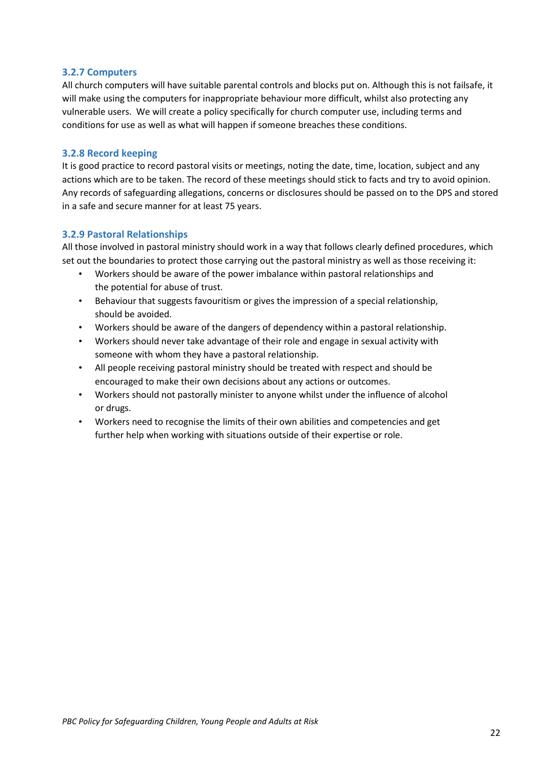### 3.2.7 Computers

All church computers will have suitable parental controls and blocks put on. Although this is not failsafe, it will make using the computers for inappropriate behaviour more difficult, whilst also protecting any vulnerable users. We will create a policy specifically for church computer use, including terms and conditions for use as well as what will happen if someone breaches these conditions.

### 3.2.8 Record keeping

It is good practice to record pastoral visits or meetings, noting the date, time, location, subject and any actions which are to be taken. The record of these meetings should stick to facts and try to avoid opinion. Any records of safeguarding allegations, concerns or disclosures should be passed on to the DPS and stored in a safe and secure manner for at least 75 years.

### 3.2.9 Pastoral Relationships

All those involved in pastoral ministry should work in a way that follows clearly defined procedures, which set out the boundaries to protect those carrying out the pastoral ministry as well as those receiving it:

- Workers should be aware of the power imbalance within pastoral relationships and the potential for abuse of trust.
- Behaviour that suggests favouritism or gives the impression of a special relationship, should be avoided.
- Workers should be aware of the dangers of dependency within a pastoral relationship.
- Workers should never take advantage of their role and engage in sexual activity with someone with whom they have a pastoral relationship.
- All people receiving pastoral ministry should be treated with respect and should be encouraged to make their own decisions about any actions or outcomes.
- Workers should not pastorally minister to anyone whilst under the influence of alcohol or drugs.
- Workers need to recognise the limits of their own abilities and competencies and get further help when working with situations outside of their expertise or role.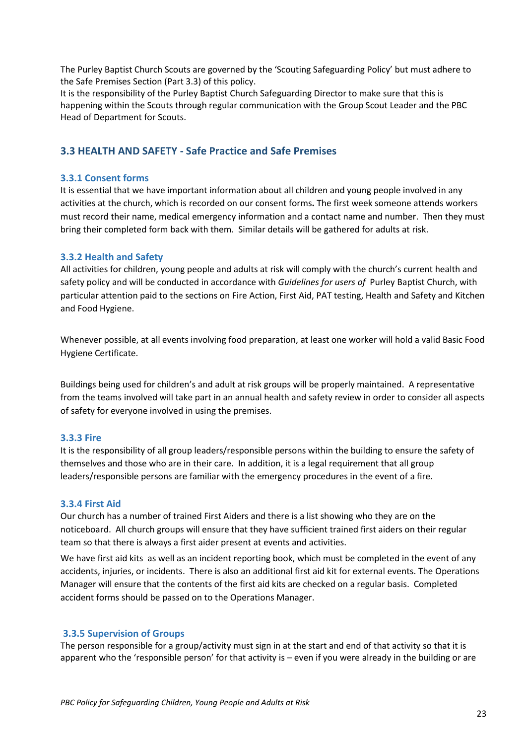The Purley Baptist Church Scouts are governed by the 'Scouting Safeguarding Policy' but must adhere to the Safe Premises Section (Part 3.3) of this policy.
It is the responsibility of the Purley Baptist Church Safeguarding Director to make sure that this is happening within the Scouts through regular communication with the Group Scout Leader and the PBC Head of Department for Scouts.

## 3.3 HEALTH AND SAFETY - Safe Practice and Safe Premises

### 3.3.1 Consent forms

It is essential that we have important information about all children and young people involved in any activities at the church, which is recorded on our consent forms**.** The first week someone attends workers must record their name, medical emergency information and a contact name and number. Then they must bring their completed form back with them. Similar details will be gathered for adults at risk.

### 3.3.2 Health and Safety

All activities for children, young people and adults at risk will comply with the church's current health and safety policy and will be conducted in accordance with *Guidelines for users of* Purley Baptist Church, with particular attention paid to the sections on Fire Action, First Aid, PAT testing, Health and Safety and Kitchen and Food Hygiene.

Whenever possible, at all events involving food preparation, at least one worker will hold a valid Basic Food Hygiene Certificate.

Buildings being used for children's and adult at risk groups will be properly maintained. A representative from the teams involved will take part in an annual health and safety review in order to consider all aspects of safety for everyone involved in using the premises.

### 3.3.3 Fire

It is the responsibility of all group leaders/responsible persons within the building to ensure the safety of themselves and those who are in their care. In addition, it is a legal requirement that all group leaders/responsible persons are familiar with the emergency procedures in the event of a fire.

### 3.3.4 First Aid

Our church has a number of trained First Aiders and there is a list showing who they are on the noticeboard. All church groups will ensure that they have sufficient trained first aiders on their regular team so that there is always a first aider present at events and activities.

We have first aid kits as well as an incident reporting book, which must be completed in the event of any accidents, injuries, or incidents. There is also an additional first aid kit for external events. The Operations Manager will ensure that the contents of the first aid kits are checked on a regular basis. Completed accident forms should be passed on to the Operations Manager.

### 3.3.5 Supervision of Groups

The person responsible for a group/activity must sign in at the start and end of that activity so that it is apparent who the 'responsible person' for that activity is – even if you were already in the building or are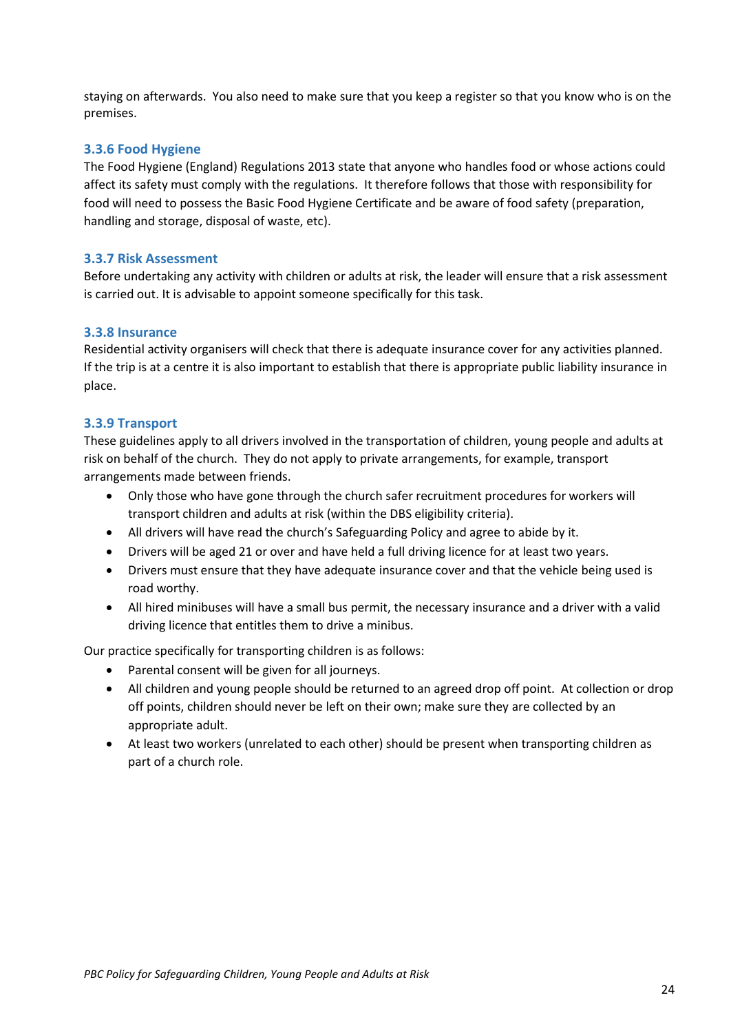staying on afterwards. You also need to make sure that you keep a register so that you know who is on the premises.

### 3.3.6 Food Hygiene

The Food Hygiene (England) Regulations 2013 state that anyone who handles food or whose actions could affect its safety must comply with the regulations. It therefore follows that those with responsibility for food will need to possess the Basic Food Hygiene Certificate and be aware of food safety (preparation, handling and storage, disposal of waste, etc).

### 3.3.7 Risk Assessment

Before undertaking any activity with children or adults at risk, the leader will ensure that a risk assessment is carried out. It is advisable to appoint someone specifically for this task.

### 3.3.8 Insurance

Residential activity organisers will check that there is adequate insurance cover for any activities planned. If the trip is at a centre it is also important to establish that there is appropriate public liability insurance in place.

### 3.3.9 Transport

These guidelines apply to all drivers involved in the transportation of children, young people and adults at risk on behalf of the church. They do not apply to private arrangements, for example, transport arrangements made between friends.

- Only those who have gone through the church safer recruitment procedures for workers will transport children and adults at risk (within the DBS eligibility criteria).
- All drivers will have read the church's Safeguarding Policy and agree to abide by it.
- Drivers will be aged 21 or over and have held a full driving licence for at least two years.
- Drivers must ensure that they have adequate insurance cover and that the vehicle being used is road worthy.
- All hired minibuses will have a small bus permit, the necessary insurance and a driver with a valid driving licence that entitles them to drive a minibus.

Our practice specifically for transporting children is as follows:

- Parental consent will be given for all journeys.
- All children and young people should be returned to an agreed drop off point. At collection or drop off points, children should never be left on their own; make sure they are collected by an appropriate adult.
- At least two workers (unrelated to each other) should be present when transporting children as part of a church role.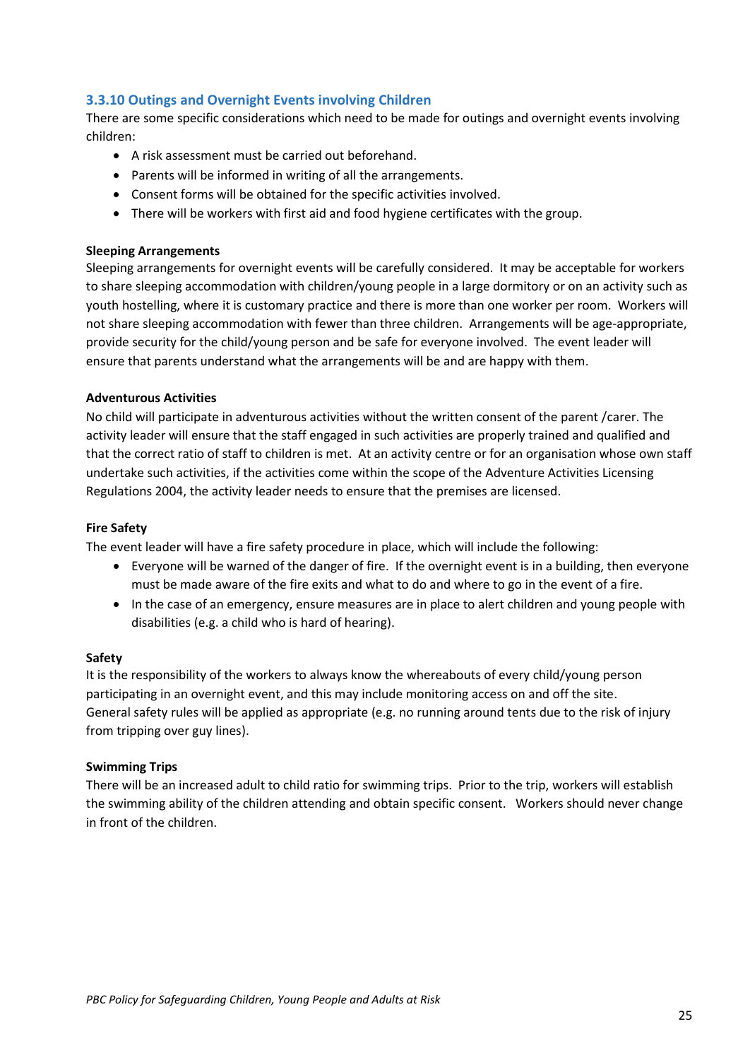### 3.3.10 Outings and Overnight Events involving Children

There are some specific considerations which need to be made for outings and overnight events involving children:

- A risk assessment must be carried out beforehand.
- Parents will be informed in writing of all the arrangements.
- Consent forms will be obtained for the specific activities involved.
- There will be workers with first aid and food hygiene certificates with the group.

**Sleeping Arrangements**

Sleeping arrangements for overnight events will be carefully considered. It may be acceptable for workers to share sleeping accommodation with children/young people in a large dormitory or on an activity such as youth hostelling, where it is customary practice and there is more than one worker per room. Workers will not share sleeping accommodation with fewer than three children. Arrangements will be age-appropriate, provide security for the child/young person and be safe for everyone involved. The event leader will ensure that parents understand what the arrangements will be and are happy with them.

**Adventurous Activities**

No child will participate in adventurous activities without the written consent of the parent /carer. The activity leader will ensure that the staff engaged in such activities are properly trained and qualified and that the correct ratio of staff to children is met. At an activity centre or for an organisation whose own staff undertake such activities, if the activities come within the scope of the Adventure Activities Licensing Regulations 2004, the activity leader needs to ensure that the premises are licensed.

**Fire Safety**

The event leader will have a fire safety procedure in place, which will include the following:

- Everyone will be warned of the danger of fire. If the overnight event is in a building, then everyone must be made aware of the fire exits and what to do and where to go in the event of a fire.
- In the case of an emergency, ensure measures are in place to alert children and young people with disabilities (e.g. a child who is hard of hearing).

**Safety**

It is the responsibility of the workers to always know the whereabouts of every child/young person participating in an overnight event, and this may include monitoring access on and off the site.
General safety rules will be applied as appropriate (e.g. no running around tents due to the risk of injury from tripping over guy lines).

**Swimming Trips**

There will be an increased adult to child ratio for swimming trips. Prior to the trip, workers will establish the swimming ability of the children attending and obtain specific consent. Workers should never change in front of the children.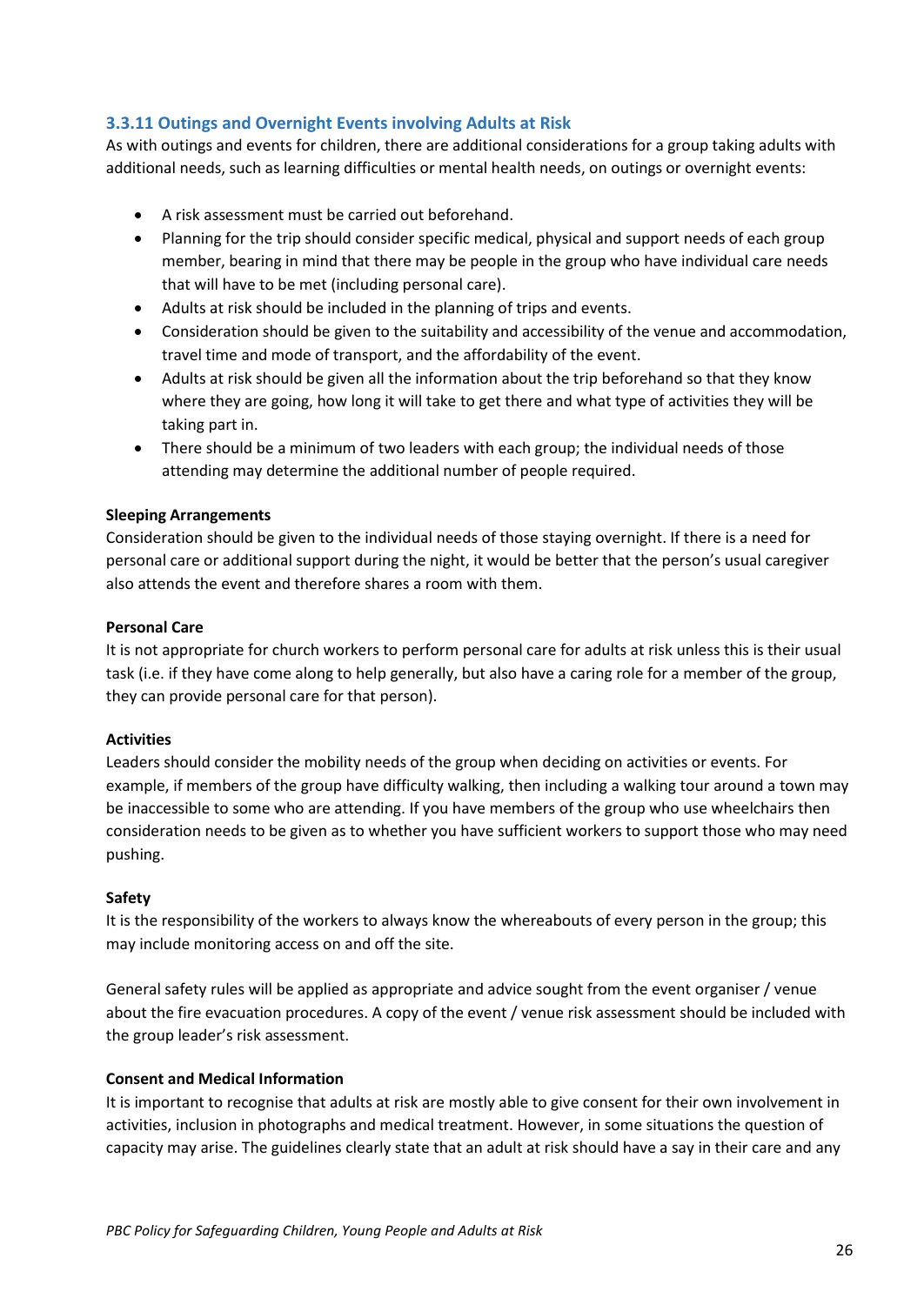### 3.3.11 Outings and Overnight Events involving Adults at Risk

As with outings and events for children, there are additional considerations for a group taking adults with additional needs, such as learning difficulties or mental health needs, on outings or overnight events:

- A risk assessment must be carried out beforehand.
- Planning for the trip should consider specific medical, physical and support needs of each group member, bearing in mind that there may be people in the group who have individual care needs that will have to be met (including personal care).
- Adults at risk should be included in the planning of trips and events.
- Consideration should be given to the suitability and accessibility of the venue and accommodation, travel time and mode of transport, and the affordability of the event.
- Adults at risk should be given all the information about the trip beforehand so that they know where they are going, how long it will take to get there and what type of activities they will be taking part in.
- There should be a minimum of two leaders with each group; the individual needs of those attending may determine the additional number of people required.

**Sleeping Arrangements**

Consideration should be given to the individual needs of those staying overnight. If there is a need for personal care or additional support during the night, it would be better that the person's usual caregiver also attends the event and therefore shares a room with them.

**Personal Care**

It is not appropriate for church workers to perform personal care for adults at risk unless this is their usual task (i.e. if they have come along to help generally, but also have a caring role for a member of the group, they can provide personal care for that person).

**Activities**

Leaders should consider the mobility needs of the group when deciding on activities or events. For example, if members of the group have difficulty walking, then including a walking tour around a town may be inaccessible to some who are attending. If you have members of the group who use wheelchairs then consideration needs to be given as to whether you have sufficient workers to support those who may need pushing.

**Safety**

It is the responsibility of the workers to always know the whereabouts of every person in the group; this may include monitoring access on and off the site.

General safety rules will be applied as appropriate and advice sought from the event organiser / venue about the fire evacuation procedures. A copy of the event / venue risk assessment should be included with the group leader's risk assessment.

**Consent and Medical Information**

It is important to recognise that adults at risk are mostly able to give consent for their own involvement in activities, inclusion in photographs and medical treatment. However, in some situations the question of capacity may arise. The guidelines clearly state that an adult at risk should have a say in their care and any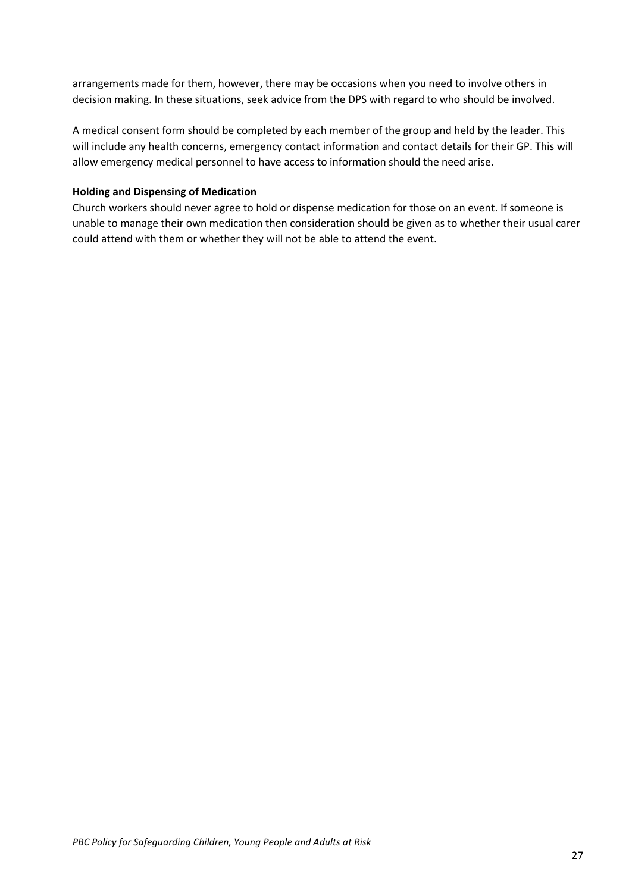arrangements made for them, however, there may be occasions when you need to involve others in decision making. In these situations, seek advice from the DPS with regard to who should be involved.

A medical consent form should be completed by each member of the group and held by the leader. This will include any health concerns, emergency contact information and contact details for their GP. This will allow emergency medical personnel to have access to information should the need arise.

**Holding and Dispensing of Medication**

Church workers should never agree to hold or dispense medication for those on an event. If someone is unable to manage their own medication then consideration should be given as to whether their usual carer could attend with them or whether they will not be able to attend the event.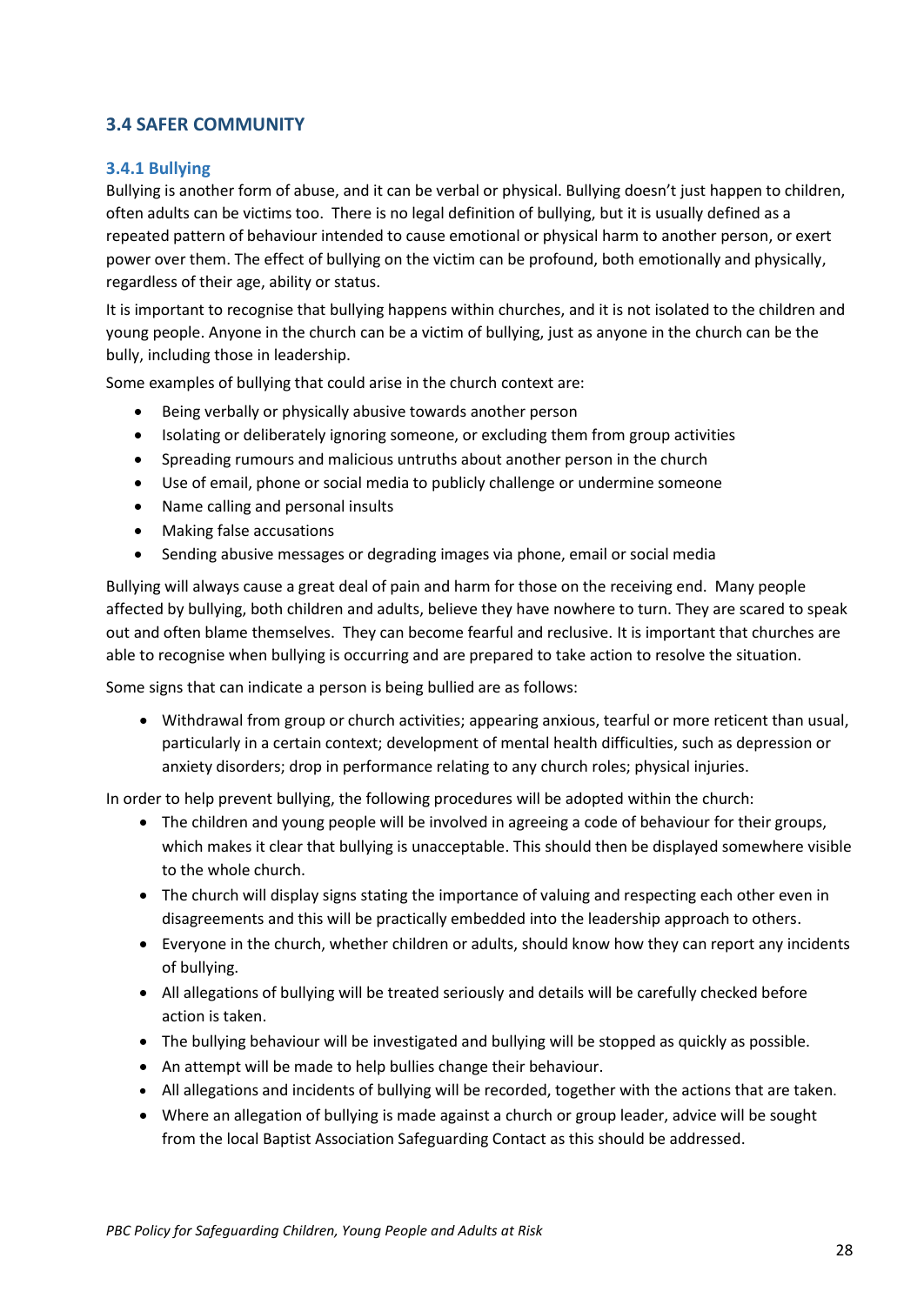## 3.4 SAFER COMMUNITY

### 3.4.1 Bullying

Bullying is another form of abuse, and it can be verbal or physical. Bullying doesn't just happen to children, often adults can be victims too. There is no legal definition of bullying, but it is usually defined as a repeated pattern of behaviour intended to cause emotional or physical harm to another person, or exert power over them. The effect of bullying on the victim can be profound, both emotionally and physically, regardless of their age, ability or status.

It is important to recognise that bullying happens within churches, and it is not isolated to the children and young people. Anyone in the church can be a victim of bullying, just as anyone in the church can be the bully, including those in leadership.

Some examples of bullying that could arise in the church context are:

- Being verbally or physically abusive towards another person
- Isolating or deliberately ignoring someone, or excluding them from group activities
- Spreading rumours and malicious untruths about another person in the church
- Use of email, phone or social media to publicly challenge or undermine someone
- Name calling and personal insults
- Making false accusations
- Sending abusive messages or degrading images via phone, email or social media

Bullying will always cause a great deal of pain and harm for those on the receiving end. Many people affected by bullying, both children and adults, believe they have nowhere to turn. They are scared to speak out and often blame themselves. They can become fearful and reclusive. It is important that churches are able to recognise when bullying is occurring and are prepared to take action to resolve the situation.

Some signs that can indicate a person is being bullied are as follows:

- Withdrawal from group or church activities; appearing anxious, tearful or more reticent than usual, particularly in a certain context; development of mental health difficulties, such as depression or anxiety disorders; drop in performance relating to any church roles; physical injuries.

In order to help prevent bullying, the following procedures will be adopted within the church:

- The children and young people will be involved in agreeing a code of behaviour for their groups, which makes it clear that bullying is unacceptable. This should then be displayed somewhere visible to the whole church.
- The church will display signs stating the importance of valuing and respecting each other even in disagreements and this will be practically embedded into the leadership approach to others.
- Everyone in the church, whether children or adults, should know how they can report any incidents of bullying.
- All allegations of bullying will be treated seriously and details will be carefully checked before action is taken.
- The bullying behaviour will be investigated and bullying will be stopped as quickly as possible.
- An attempt will be made to help bullies change their behaviour.
- All allegations and incidents of bullying will be recorded, together with the actions that are taken.
- Where an allegation of bullying is made against a church or group leader, advice will be sought from the local Baptist Association Safeguarding Contact as this should be addressed.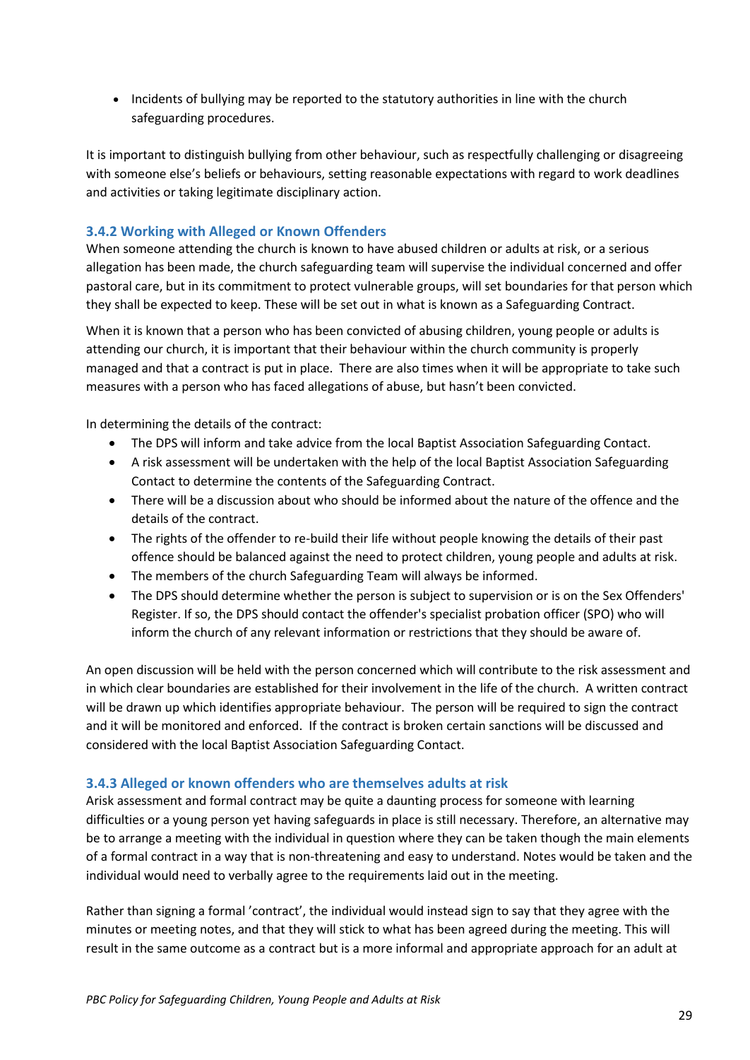- Incidents of bullying may be reported to the statutory authorities in line with the church safeguarding procedures.

It is important to distinguish bullying from other behaviour, such as respectfully challenging or disagreeing with someone else's beliefs or behaviours, setting reasonable expectations with regard to work deadlines and activities or taking legitimate disciplinary action.

### 3.4.2 Working with Alleged or Known Offenders

When someone attending the church is known to have abused children or adults at risk, or a serious allegation has been made, the church safeguarding team will supervise the individual concerned and offer pastoral care, but in its commitment to protect vulnerable groups, will set boundaries for that person which they shall be expected to keep. These will be set out in what is known as a Safeguarding Contract.

When it is known that a person who has been convicted of abusing children, young people or adults is attending our church, it is important that their behaviour within the church community is properly managed and that a contract is put in place. There are also times when it will be appropriate to take such measures with a person who has faced allegations of abuse, but hasn't been convicted.

In determining the details of the contract:

- The DPS will inform and take advice from the local Baptist Association Safeguarding Contact.
- A risk assessment will be undertaken with the help of the local Baptist Association Safeguarding Contact to determine the contents of the Safeguarding Contract.
- There will be a discussion about who should be informed about the nature of the offence and the details of the contract.
- The rights of the offender to re-build their life without people knowing the details of their past offence should be balanced against the need to protect children, young people and adults at risk.
- The members of the church Safeguarding Team will always be informed.
- The DPS should determine whether the person is subject to supervision or is on the Sex Offenders' Register. If so, the DPS should contact the offender's specialist probation officer (SPO) who will inform the church of any relevant information or restrictions that they should be aware of.

An open discussion will be held with the person concerned which will contribute to the risk assessment and in which clear boundaries are established for their involvement in the life of the church. A written contract will be drawn up which identifies appropriate behaviour. The person will be required to sign the contract and it will be monitored and enforced. If the contract is broken certain sanctions will be discussed and considered with the local Baptist Association Safeguarding Contact.

### 3.4.3 Alleged or known offenders who are themselves adults at risk

Arisk assessment and formal contract may be quite a daunting process for someone with learning difficulties or a young person yet having safeguards in place is still necessary. Therefore, an alternative may be to arrange a meeting with the individual in question where they can be taken though the main elements of a formal contract in a way that is non-threatening and easy to understand. Notes would be taken and the individual would need to verbally agree to the requirements laid out in the meeting.

Rather than signing a formal 'contract', the individual would instead sign to say that they agree with the minutes or meeting notes, and that they will stick to what has been agreed during the meeting. This will result in the same outcome as a contract but is a more informal and appropriate approach for an adult at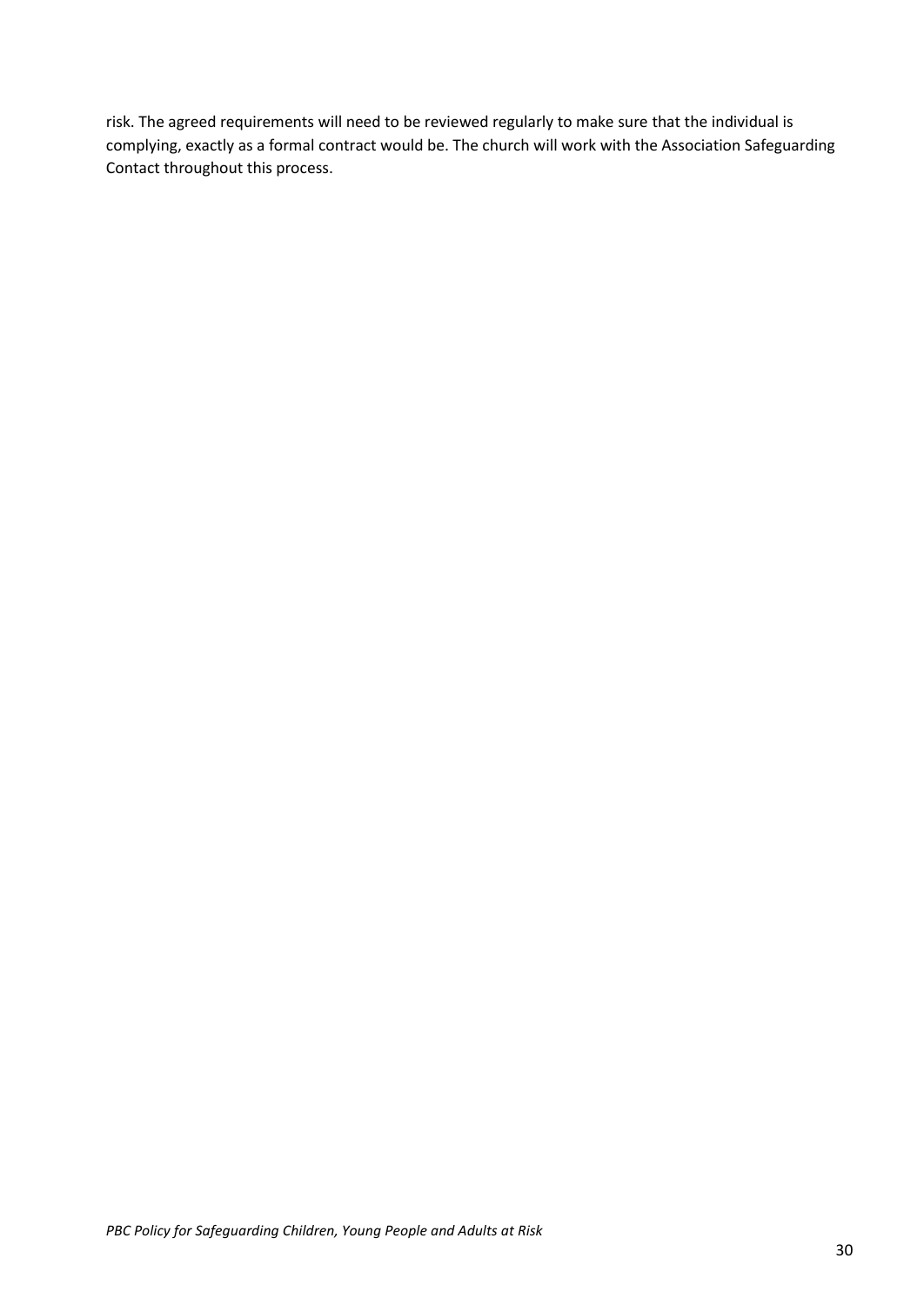risk. The agreed requirements will need to be reviewed regularly to make sure that the individual is complying, exactly as a formal contract would be. The church will work with the Association Safeguarding Contact throughout this process.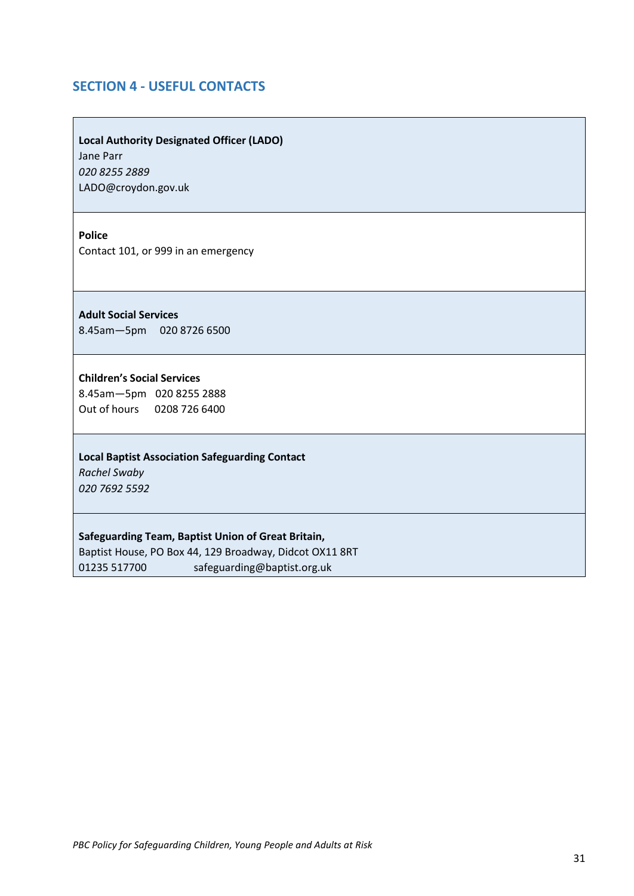## SECTION 4 - USEFUL CONTACTS

**Local Authority Designated Officer (LADO)**
Jane Parr
*020 8255 2889*
LADO@croydon.gov.uk

**Police**
Contact 101, or 999 in an emergency

**Adult Social Services**
8.45am—5pm 020 8726 6500

**Children's Social Services**
8.45am—5pm 020 8255 2888
Out of hours 0208 726 6400

**Local Baptist Association Safeguarding Contact**
*Rachel Swaby*
*020 7692 5592*

**Safeguarding Team, Baptist Union of Great Britain,**
Baptist House, PO Box 44, 129 Broadway, Didcot OX11 8RT
01235 517700 safeguarding@baptist.org.uk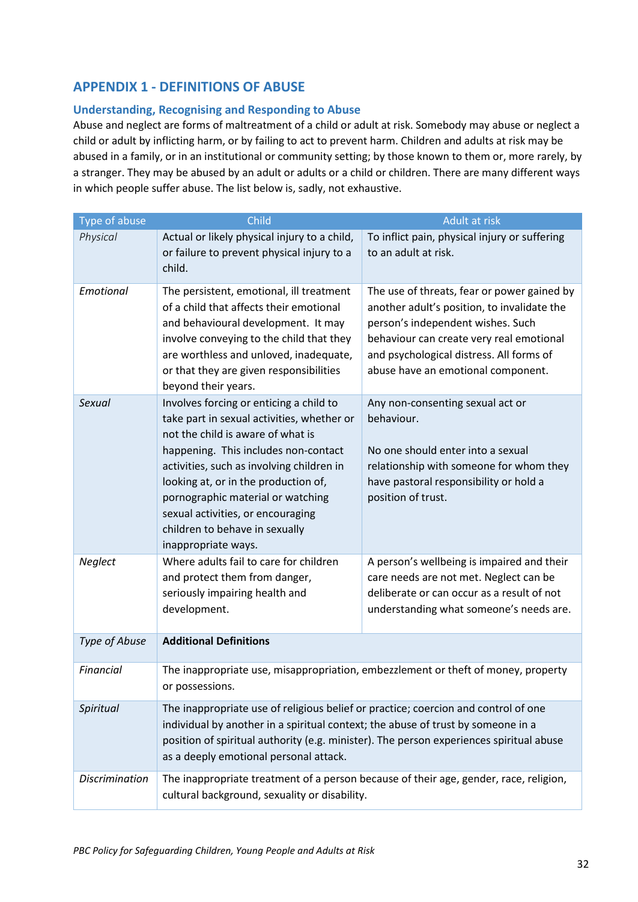## APPENDIX 1 - DEFINITIONS OF ABUSE

### Understanding, Recognising and Responding to Abuse

Abuse and neglect are forms of maltreatment of a child or adult at risk. Somebody may abuse or neglect a child or adult by inflicting harm, or by failing to act to prevent harm. Children and adults at risk may be abused in a family, or in an institutional or community setting; by those known to them or, more rarely, by a stranger. They may be abused by an adult or adults or a child or children. There are many different ways in which people suffer abuse. The list below is, sadly, not exhaustive.

| Type of abuse | Child | Adult at risk |
|---|---|---|
| *Physical* | Actual or likely physical injury to a child, or failure to prevent physical injury to a child. | To inflict pain, physical injury or suffering to an adult at risk. |
| *Emotional* | The persistent, emotional, ill treatment of a child that affects their emotional and behavioural development. It may involve conveying to the child that they are worthless and unloved, inadequate, or that they are given responsibilities beyond their years. | The use of threats, fear or power gained by another adult's position, to invalidate the person's independent wishes. Such behaviour can create very real emotional and psychological distress. All forms of abuse have an emotional component. |
| *Sexual* | Involves forcing or enticing a child to take part in sexual activities, whether or not the child is aware of what is happening. This includes non-contact activities, such as involving children in looking at, or in the production of, pornographic material or watching sexual activities, or encouraging children to behave in sexually inappropriate ways. | Any non-consenting sexual act or behaviour.<br><br>No one should enter into a sexual relationship with someone for whom they have pastoral responsibility or hold a position of trust. |
| *Neglect* | Where adults fail to care for children and protect them from danger, seriously impairing health and development. | A person's wellbeing is impaired and their care needs are not met. Neglect can be deliberate or can occur as a result of not understanding what someone's needs are. |
| *Type of Abuse* | **Additional Definitions** | |
| *Financial* | The inappropriate use, misappropriation, embezzlement or theft of money, property or possessions. | |
| *Spiritual* | The inappropriate use of religious belief or practice; coercion and control of one individual by another in a spiritual context; the abuse of trust by someone in a position of spiritual authority (e.g. minister). The person experiences spiritual abuse as a deeply emotional personal attack. | |
| *Discrimination* | The inappropriate treatment of a person because of their age, gender, race, religion, cultural background, sexuality or disability. | |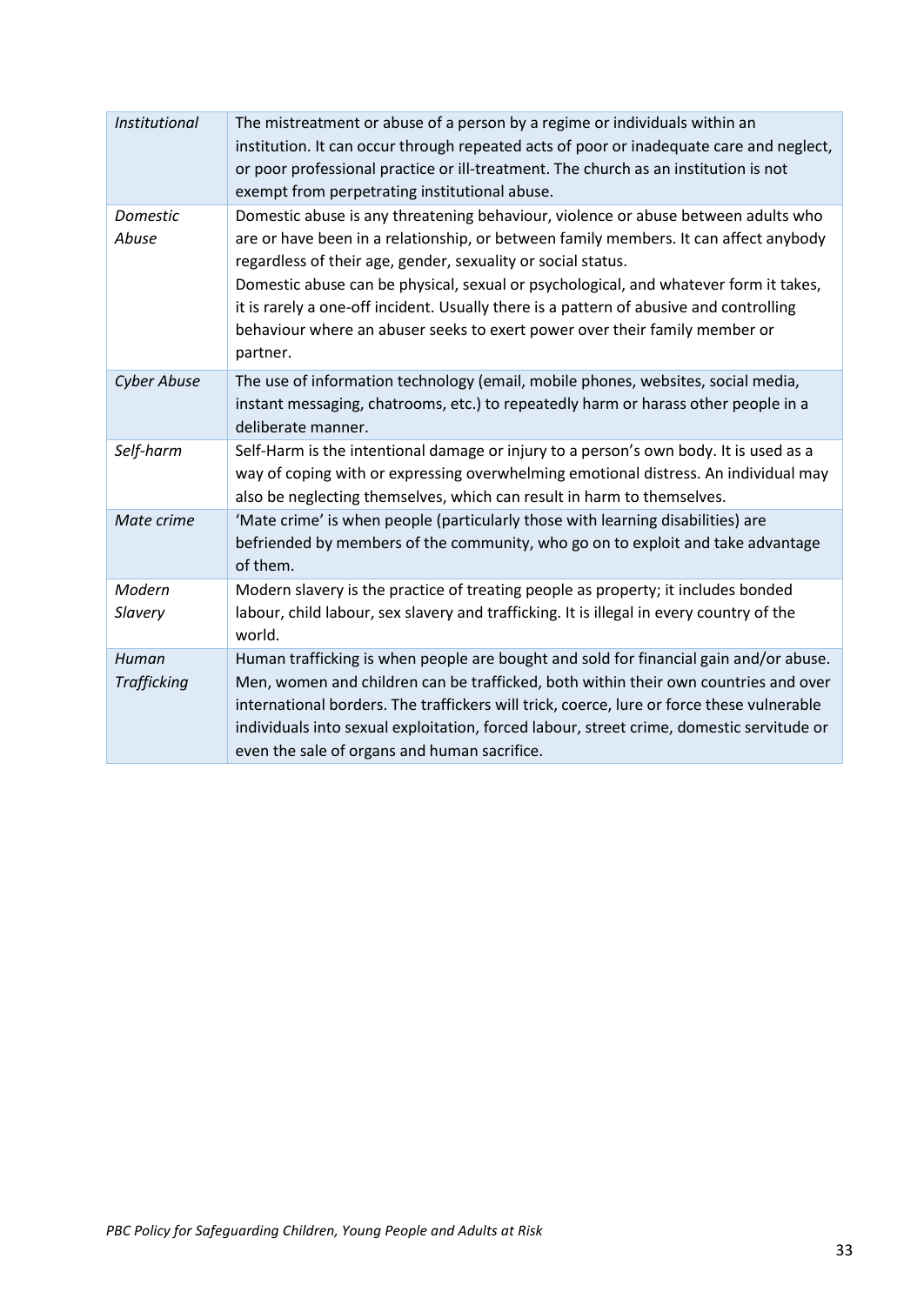| | |
|---|---|
| *Institutional* | The mistreatment or abuse of a person by a regime or individuals within an institution. It can occur through repeated acts of poor or inadequate care and neglect, or poor professional practice or ill-treatment. The church as an institution is not exempt from perpetrating institutional abuse. |
| *Domestic Abuse* | Domestic abuse is any threatening behaviour, violence or abuse between adults who are or have been in a relationship, or between family members. It can affect anybody regardless of their age, gender, sexuality or social status.<br>Domestic abuse can be physical, sexual or psychological, and whatever form it takes, it is rarely a one-off incident. Usually there is a pattern of abusive and controlling behaviour where an abuser seeks to exert power over their family member or partner. |
| *Cyber Abuse* | The use of information technology (email, mobile phones, websites, social media, instant messaging, chatrooms, etc.) to repeatedly harm or harass other people in a deliberate manner. |
| *Self-harm* | Self-Harm is the intentional damage or injury to a person's own body. It is used as a way of coping with or expressing overwhelming emotional distress. An individual may also be neglecting themselves, which can result in harm to themselves. |
| *Mate crime* | 'Mate crime' is when people (particularly those with learning disabilities) are befriended by members of the community, who go on to exploit and take advantage of them. |
| *Modern Slavery* | Modern slavery is the practice of treating people as property; it includes bonded labour, child labour, sex slavery and trafficking. It is illegal in every country of the world. |
| *Human Trafficking* | Human trafficking is when people are bought and sold for financial gain and/or abuse. Men, women and children can be trafficked, both within their own countries and over international borders. The traffickers will trick, coerce, lure or force these vulnerable individuals into sexual exploitation, forced labour, street crime, domestic servitude or even the sale of organs and human sacrifice. |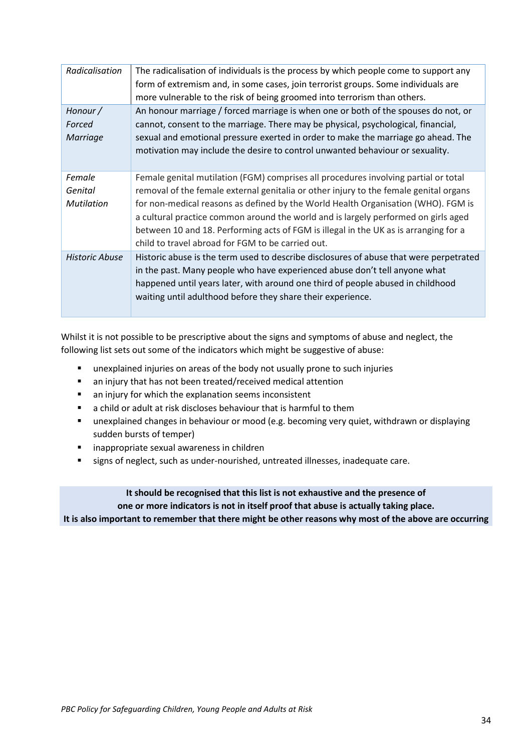| | |
|---|---|
| *Radicalisation* | The radicalisation of individuals is the process by which people come to support any form of extremism and, in some cases, join terrorist groups. Some individuals are more vulnerable to the risk of being groomed into terrorism than others. |
| *Honour / Forced Marriage* | An honour marriage / forced marriage is when one or both of the spouses do not, or cannot, consent to the marriage. There may be physical, psychological, financial, sexual and emotional pressure exerted in order to make the marriage go ahead. The motivation may include the desire to control unwanted behaviour or sexuality. |
| *Female Genital Mutilation* | Female genital mutilation (FGM) comprises all procedures involving partial or total removal of the female external genitalia or other injury to the female genital organs for non-medical reasons as defined by the World Health Organisation (WHO). FGM is a cultural practice common around the world and is largely performed on girls aged between 10 and 18. Performing acts of FGM is illegal in the UK as is arranging for a child to travel abroad for FGM to be carried out. |
| *Historic Abuse* | Historic abuse is the term used to describe disclosures of abuse that were perpetrated in the past. Many people who have experienced abuse don't tell anyone what happened until years later, with around one third of people abused in childhood waiting until adulthood before they share their experience. |

Whilst it is not possible to be prescriptive about the signs and symptoms of abuse and neglect, the following list sets out some of the indicators which might be suggestive of abuse:

- unexplained injuries on areas of the body not usually prone to such injuries
- an injury that has not been treated/received medical attention
- an injury for which the explanation seems inconsistent
- a child or adult at risk discloses behaviour that is harmful to them
- unexplained changes in behaviour or mood (e.g. becoming very quiet, withdrawn or displaying sudden bursts of temper)
- inappropriate sexual awareness in children
- signs of neglect, such as under-nourished, untreated illnesses, inadequate care.

**It should be recognised that this list is not exhaustive and the presence of one or more indicators is not in itself proof that abuse is actually taking place. It is also important to remember that there might be other reasons why most of the above are occurring**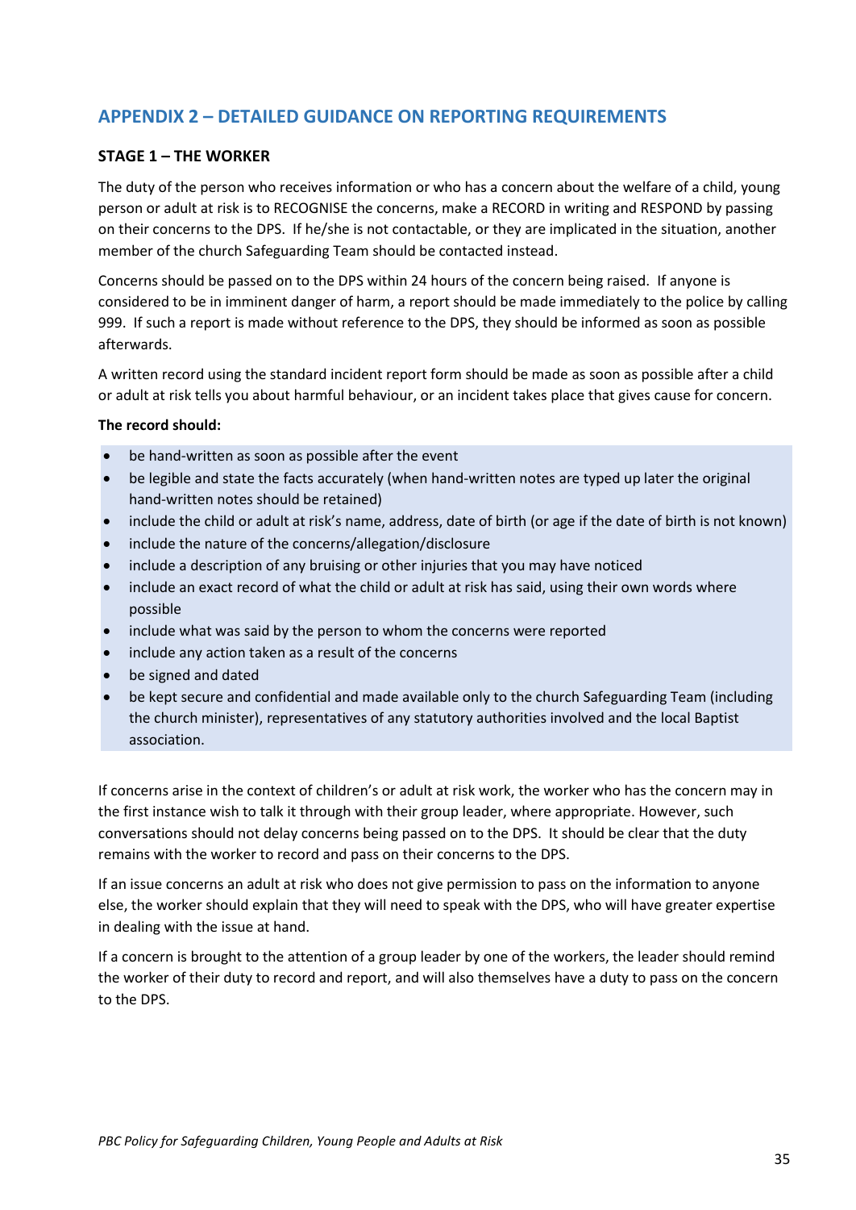## APPENDIX 2 – DETAILED GUIDANCE ON REPORTING REQUIREMENTS

### STAGE 1 – THE WORKER

The duty of the person who receives information or who has a concern about the welfare of a child, young person or adult at risk is to RECOGNISE the concerns, make a RECORD in writing and RESPOND by passing on their concerns to the DPS. If he/she is not contactable, or they are implicated in the situation, another member of the church Safeguarding Team should be contacted instead.

Concerns should be passed on to the DPS within 24 hours of the concern being raised. If anyone is considered to be in imminent danger of harm, a report should be made immediately to the police by calling 999. If such a report is made without reference to the DPS, they should be informed as soon as possible afterwards.

A written record using the standard incident report form should be made as soon as possible after a child or adult at risk tells you about harmful behaviour, or an incident takes place that gives cause for concern.

**The record should:**

- be hand-written as soon as possible after the event
- be legible and state the facts accurately (when hand-written notes are typed up later the original hand-written notes should be retained)
- include the child or adult at risk's name, address, date of birth (or age if the date of birth is not known)
- include the nature of the concerns/allegation/disclosure
- include a description of any bruising or other injuries that you may have noticed
- include an exact record of what the child or adult at risk has said, using their own words where possible
- include what was said by the person to whom the concerns were reported
- include any action taken as a result of the concerns
- be signed and dated
- be kept secure and confidential and made available only to the church Safeguarding Team (including the church minister), representatives of any statutory authorities involved and the local Baptist association.

If concerns arise in the context of children's or adult at risk work, the worker who has the concern may in the first instance wish to talk it through with their group leader, where appropriate. However, such conversations should not delay concerns being passed on to the DPS. It should be clear that the duty remains with the worker to record and pass on their concerns to the DPS.

If an issue concerns an adult at risk who does not give permission to pass on the information to anyone else, the worker should explain that they will need to speak with the DPS, who will have greater expertise in dealing with the issue at hand.

If a concern is brought to the attention of a group leader by one of the workers, the leader should remind the worker of their duty to record and report, and will also themselves have a duty to pass on the concern to the DPS.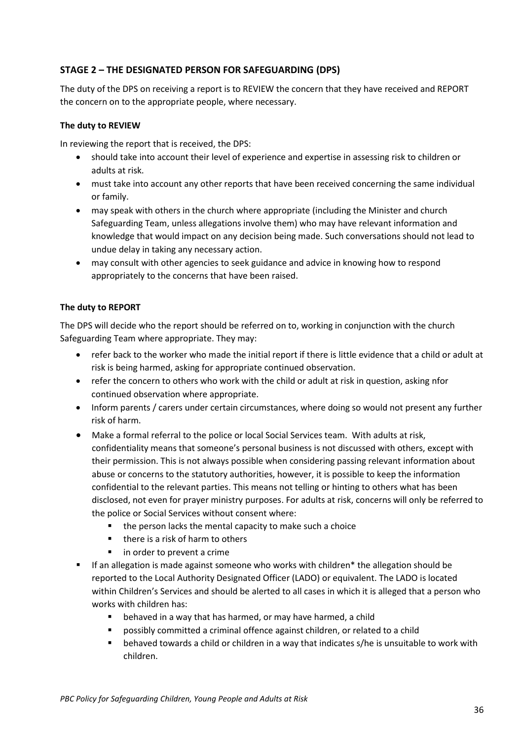### STAGE 2 – THE DESIGNATED PERSON FOR SAFEGUARDING (DPS)

The duty of the DPS on receiving a report is to REVIEW the concern that they have received and REPORT the concern on to the appropriate people, where necessary.

**The duty to REVIEW**

In reviewing the report that is received, the DPS:

- should take into account their level of experience and expertise in assessing risk to children or adults at risk.
- must take into account any other reports that have been received concerning the same individual or family.
- may speak with others in the church where appropriate (including the Minister and church Safeguarding Team, unless allegations involve them) who may have relevant information and knowledge that would impact on any decision being made. Such conversations should not lead to undue delay in taking any necessary action.
- may consult with other agencies to seek guidance and advice in knowing how to respond appropriately to the concerns that have been raised.

**The duty to REPORT**

The DPS will decide who the report should be referred on to, working in conjunction with the church Safeguarding Team where appropriate. They may:

- refer back to the worker who made the initial report if there is little evidence that a child or adult at risk is being harmed, asking for appropriate continued observation.
- refer the concern to others who work with the child or adult at risk in question, asking nfor continued observation where appropriate.
- Inform parents / carers under certain circumstances, where doing so would not present any further risk of harm.
- Make a formal referral to the police or local Social Services team. With adults at risk, confidentiality means that someone's personal business is not discussed with others, except with their permission. This is not always possible when considering passing relevant information about abuse or concerns to the statutory authorities, however, it is possible to keep the information confidential to the relevant parties. This means not telling or hinting to others what has been disclosed, not even for prayer ministry purposes. For adults at risk, concerns will only be referred to the police or Social Services without consent where:
  - the person lacks the mental capacity to make such a choice
  - there is a risk of harm to others
  - in order to prevent a crime
- If an allegation is made against someone who works with children* the allegation should be reported to the Local Authority Designated Officer (LADO) or equivalent. The LADO is located within Children's Services and should be alerted to all cases in which it is alleged that a person who works with children has:
  - behaved in a way that has harmed, or may have harmed, a child
  - possibly committed a criminal offence against children, or related to a child
  - behaved towards a child or children in a way that indicates s/he is unsuitable to work with children.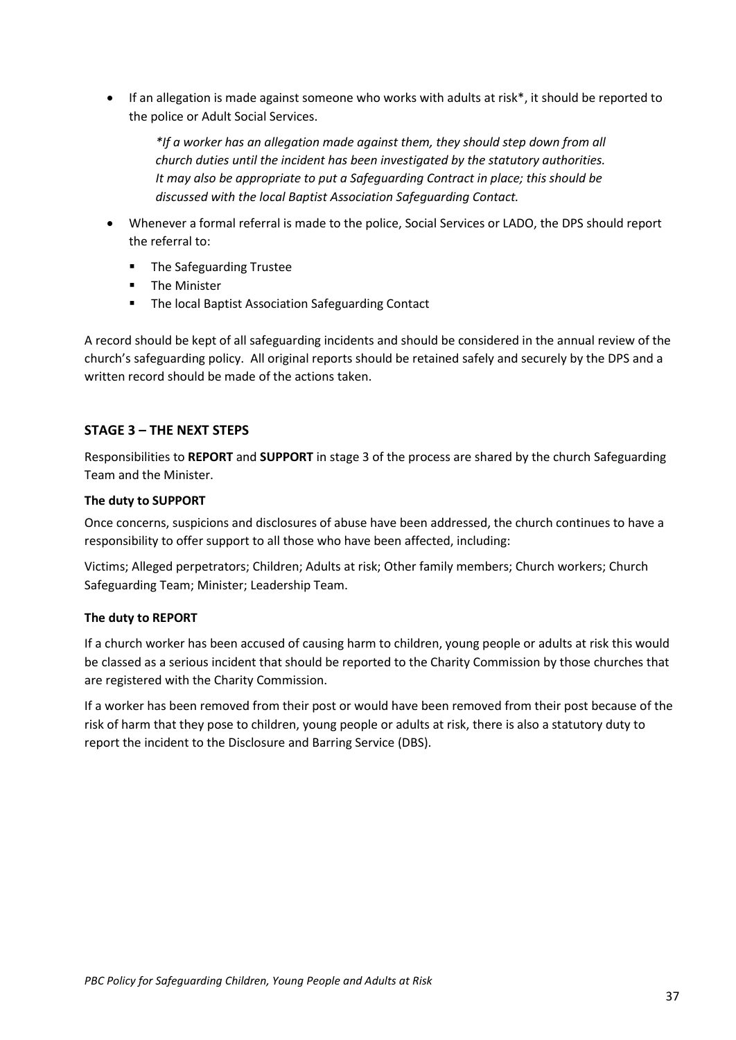- If an allegation is made against someone who works with adults at risk*, it should be reported to the police or Adult Social Services.

  *\*If a worker has an allegation made against them, they should step down from all church duties until the incident has been investigated by the statutory authorities. It may also be appropriate to put a Safeguarding Contract in place; this should be discussed with the local Baptist Association Safeguarding Contact.*

- Whenever a formal referral is made to the police, Social Services or LADO, the DPS should report the referral to:
  - The Safeguarding Trustee
  - The Minister
  - The local Baptist Association Safeguarding Contact

A record should be kept of all safeguarding incidents and should be considered in the annual review of the church's safeguarding policy. All original reports should be retained safely and securely by the DPS and a written record should be made of the actions taken.

## STAGE 3 – THE NEXT STEPS

Responsibilities to **REPORT** and **SUPPORT** in stage 3 of the process are shared by the church Safeguarding Team and the Minister.

**The duty to SUPPORT**

Once concerns, suspicions and disclosures of abuse have been addressed, the church continues to have a responsibility to offer support to all those who have been affected, including:

Victims; Alleged perpetrators; Children; Adults at risk; Other family members; Church workers; Church Safeguarding Team; Minister; Leadership Team.

**The duty to REPORT**

If a church worker has been accused of causing harm to children, young people or adults at risk this would be classed as a serious incident that should be reported to the Charity Commission by those churches that are registered with the Charity Commission.

If a worker has been removed from their post or would have been removed from their post because of the risk of harm that they pose to children, young people or adults at risk, there is also a statutory duty to report the incident to the Disclosure and Barring Service (DBS).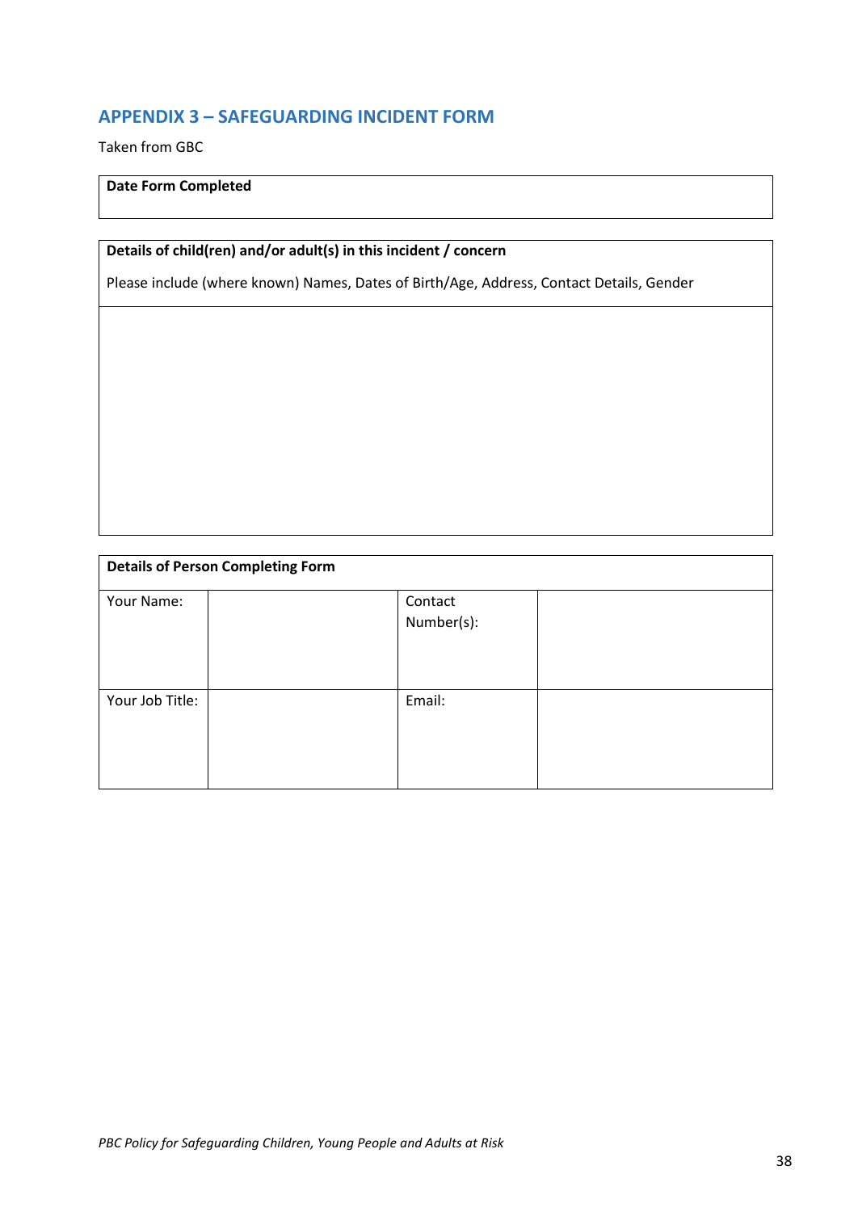## APPENDIX 3 – SAFEGUARDING INCIDENT FORM

Taken from GBC

| **Date Form Completed** |
|---|
| |

| **Details of child(ren) and/or adult(s) in this incident / concern**<br><br>Please include (where known) Names, Dates of Birth/Age, Address, Contact Details, Gender |
|---|
| |

| **Details of Person Completing Form** | | | |
|---|---|---|---|
| Your Name: | | Contact Number(s): | |
| Your Job Title: | | Email: | |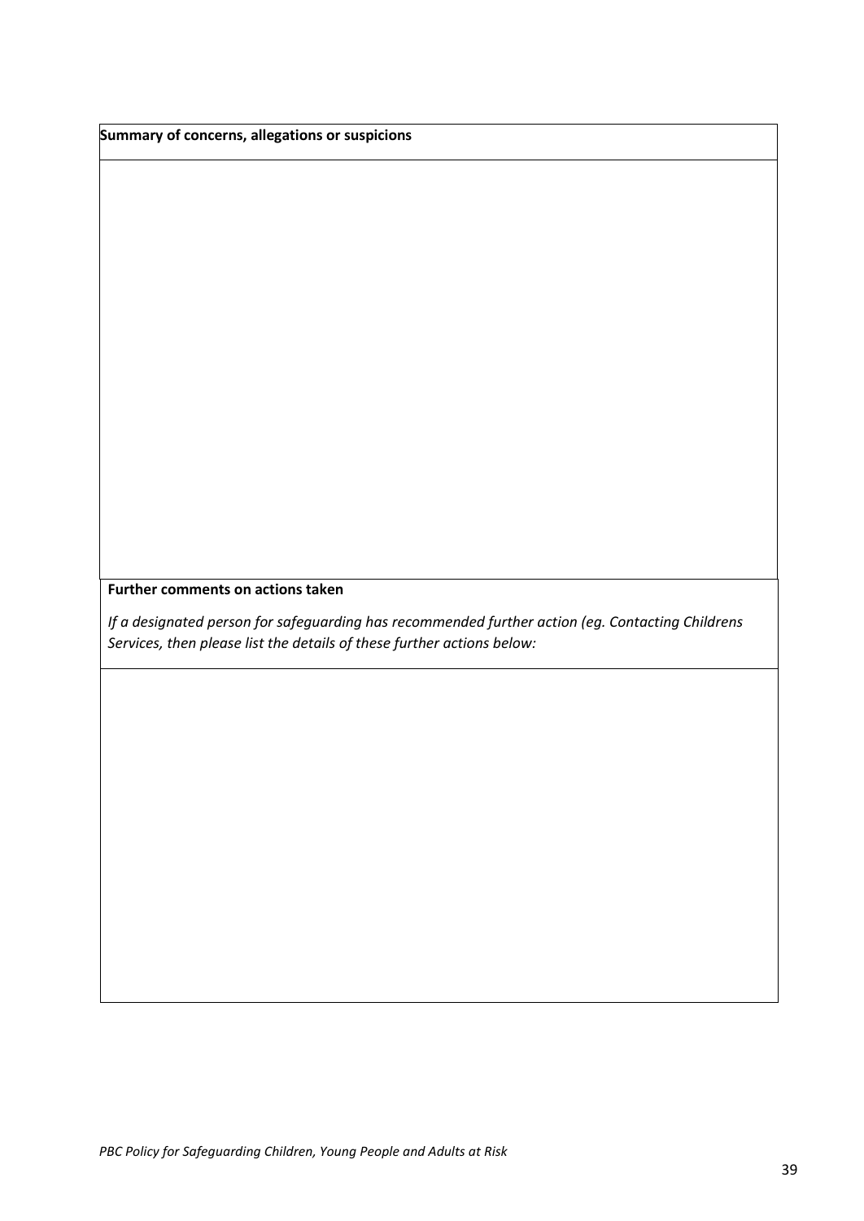| Summary of concerns, allegations or suspicions |
| --- |
| |

| Further comments on actions taken<br><br>*If a designated person for safeguarding has recommended further action (eg. Contacting Childrens Services, then please list the details of these further actions below:* |
| --- |
| |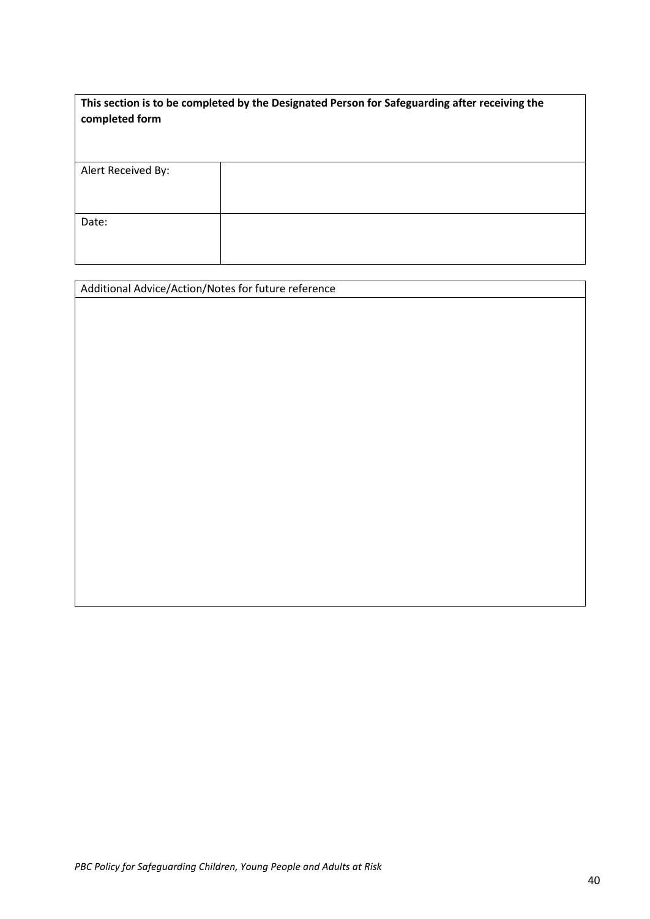| **This section is to be completed by the Designated Person for Safeguarding after receiving the completed form** | |
|---|---|
| Alert Received By: | |
| Date: | |

| Additional Advice/Action/Notes for future reference |
|---|
| |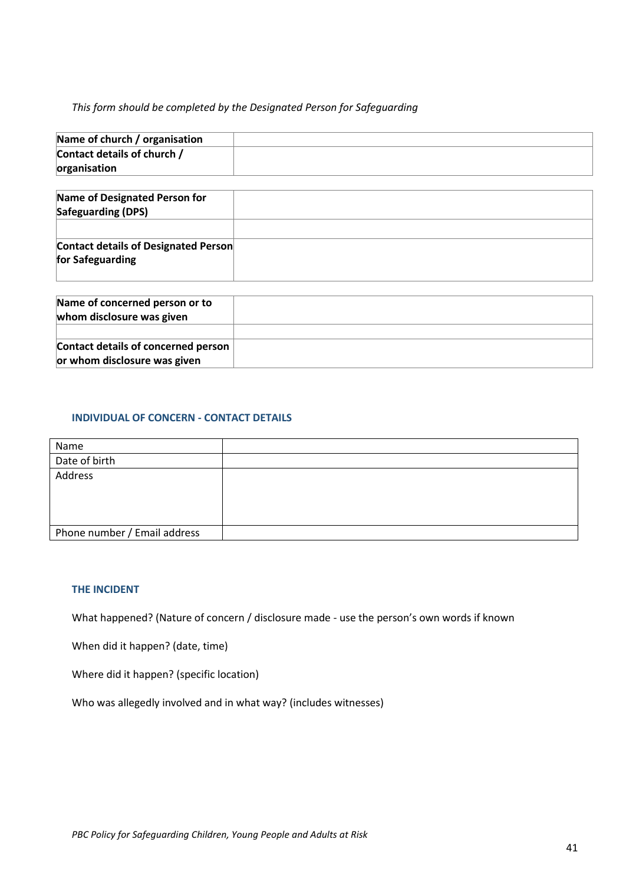*This form should be completed by the Designated Person for Safeguarding*

| **Name of church / organisation** | |
|---|---|
| **Contact details of church / organisation** | |

| **Name of Designated Person for Safeguarding (DPS)** | |
|---|---|
| | |
| **Contact details of Designated Person for Safeguarding** | |

| **Name of concerned person or to whom disclosure was given** | |
|---|---|
| | |
| **Contact details of concerned person or whom disclosure was given** | |

### INDIVIDUAL OF CONCERN - CONTACT DETAILS

| Name | |
|---|---|
| Date of birth | |
| Address | |
| Phone number / Email address | |

### THE INCIDENT

What happened? (Nature of concern / disclosure made - use the person's own words if known

When did it happen? (date, time)

Where did it happen? (specific location)

Who was allegedly involved and in what way? (includes witnesses)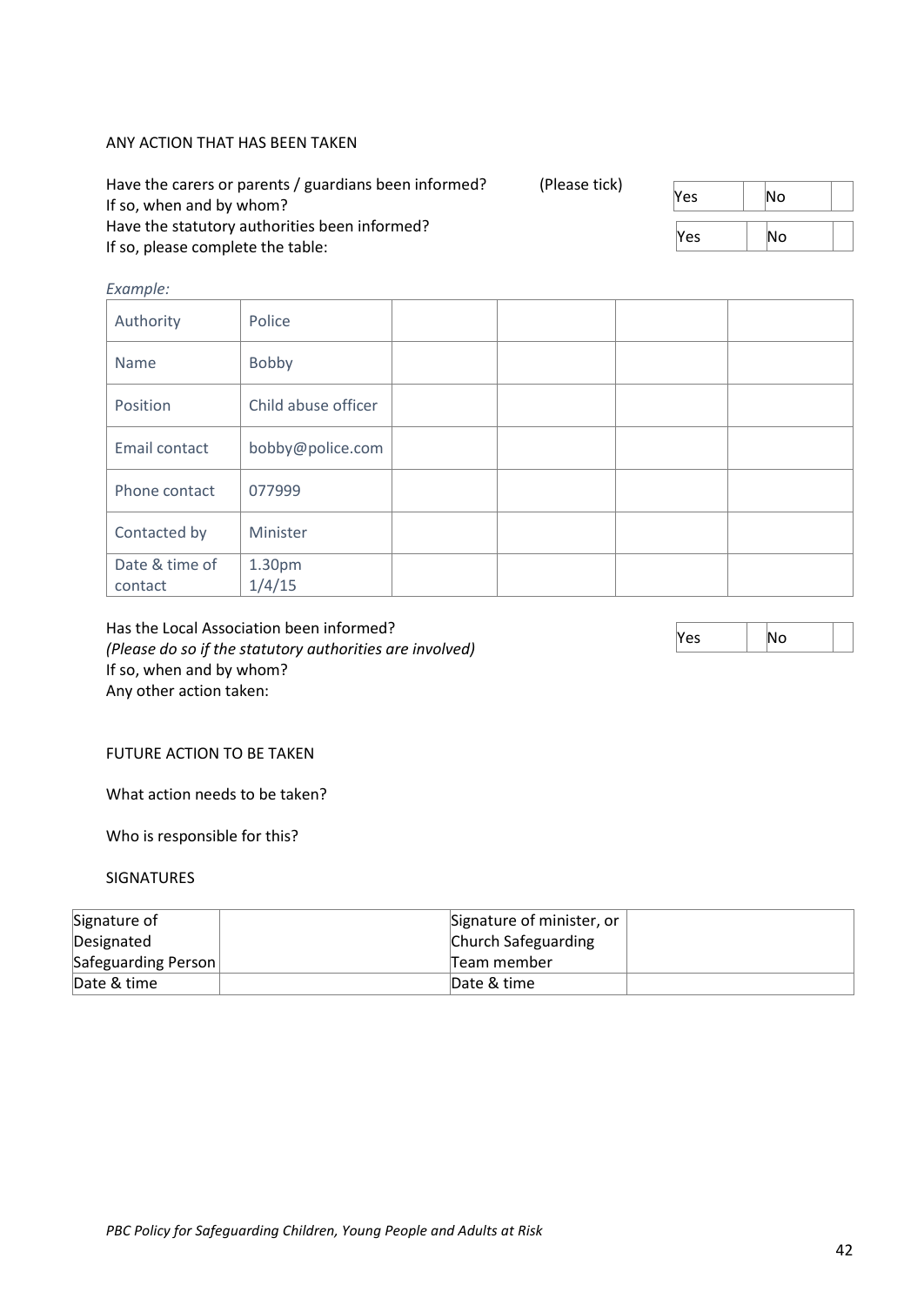ANY ACTION THAT HAS BEEN TAKEN

Have the carers or parents / guardians been informed? (Please tick)

| Yes | | No | |
|---|---|---|---|

If so, when and by whom?

Have the statutory authorities been informed?

| Yes | | No | |
|---|---|---|---|

If so, please complete the table:

*Example:*

| Authority | Police | | | | |
|---|---|---|---|---|---|
| Name | Bobby | | | | |
| Position | Child abuse officer | | | | |
| Email contact | bobby@police.com | | | | |
| Phone contact | 077999 | | | | |
| Contacted by | Minister | | | | |
| Date & time of contact | 1.30pm 1/4/15 | | | | |

Has the Local Association been informed?

*(Please do so if the statutory authorities are involved)*

| Yes | | No | |
|---|---|---|---|

If so, when and by whom?

Any other action taken:

FUTURE ACTION TO BE TAKEN

What action needs to be taken?

Who is responsible for this?

SIGNATURES

| Signature of Designated Safeguarding Person | | Signature of minister, or Church Safeguarding Team member | |
|---|---|---|---|
| Date & time | | Date & time | |

*PBC Policy for Safeguarding Children, Young People and Adults at Risk*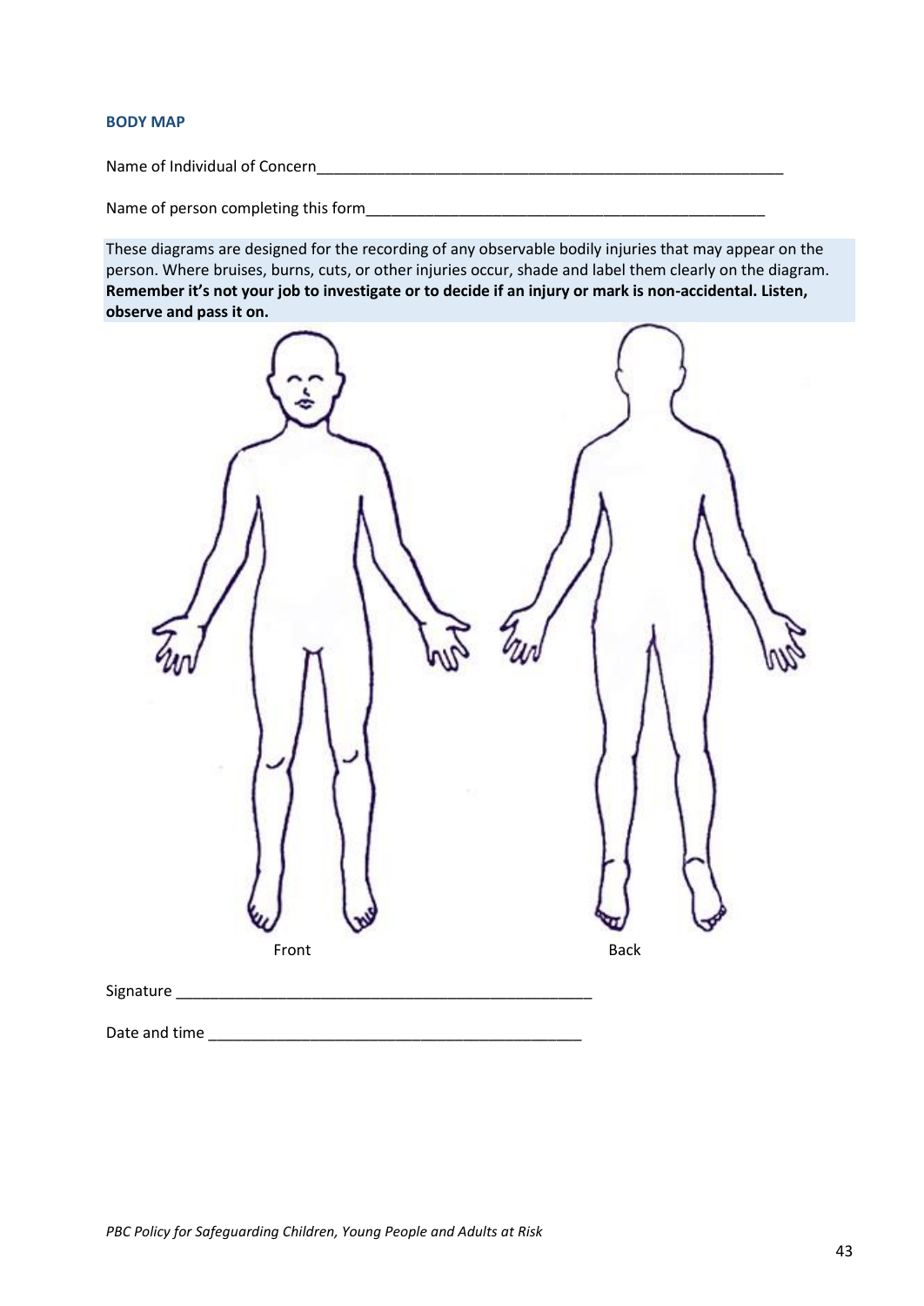## BODY MAP

Name of Individual of Concern___________________________________________________________

Name of person completing this form_________________________________________________

These diagrams are designed for the recording of any observable bodily injuries that may appear on the person. Where bruises, burns, cuts, or other injuries occur, shade and label them clearly on the diagram. **Remember it's not your job to investigate or to decide if an injury or mark is non-accidental. Listen, observe and pass it on.**

Front

Back

Signature _____________________________________________________

Date and time ________________________________________________

*PBC Policy for Safeguarding Children, Young People and Adults at Risk*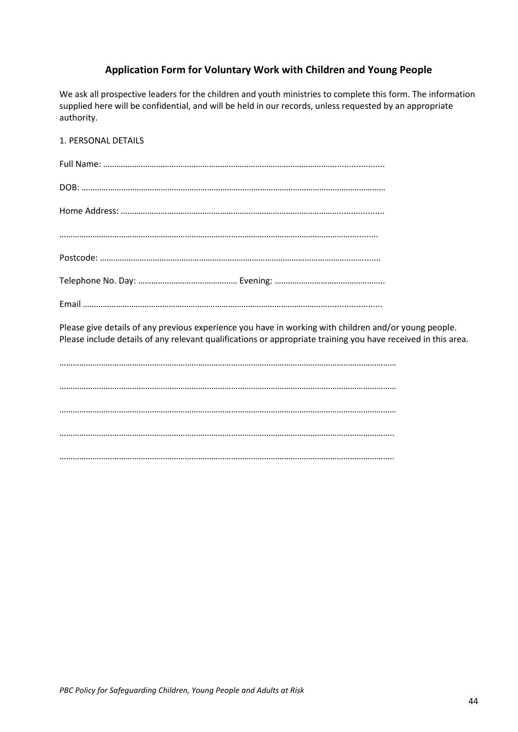## Application Form for Voluntary Work with Children and Young People

We ask all prospective leaders for the children and youth ministries to complete this form. The information supplied here will be confidential, and will be held in our records, unless requested by an appropriate authority.

1. PERSONAL DETAILS

Full Name: ……………………………………………………………………………………………………..................

DOB: ……………………………………………………………………………………………………………………………

Home Address: ………………………………………………………………………………………..................

…………………………………………………………………………………………………………………………........

Postcode: ……………………………………………………………………………………………………………........

Telephone No. Day: ……………………………………… Evening: …………………………………………..

Email …………………………………………………………………………………………………......................

Please give details of any previous experience you have in working with children and/or young people. Please include details of any relevant qualifications or appropriate training you have received in this area.

…………………………………………………………………………………………………………………………………

…………………………………………………………………………………………………………………………………

…………………………………………………………………………………………………………………………………

………………………………………………………………………………………………………………………………..

………………………………………………………………………………………………………………………………..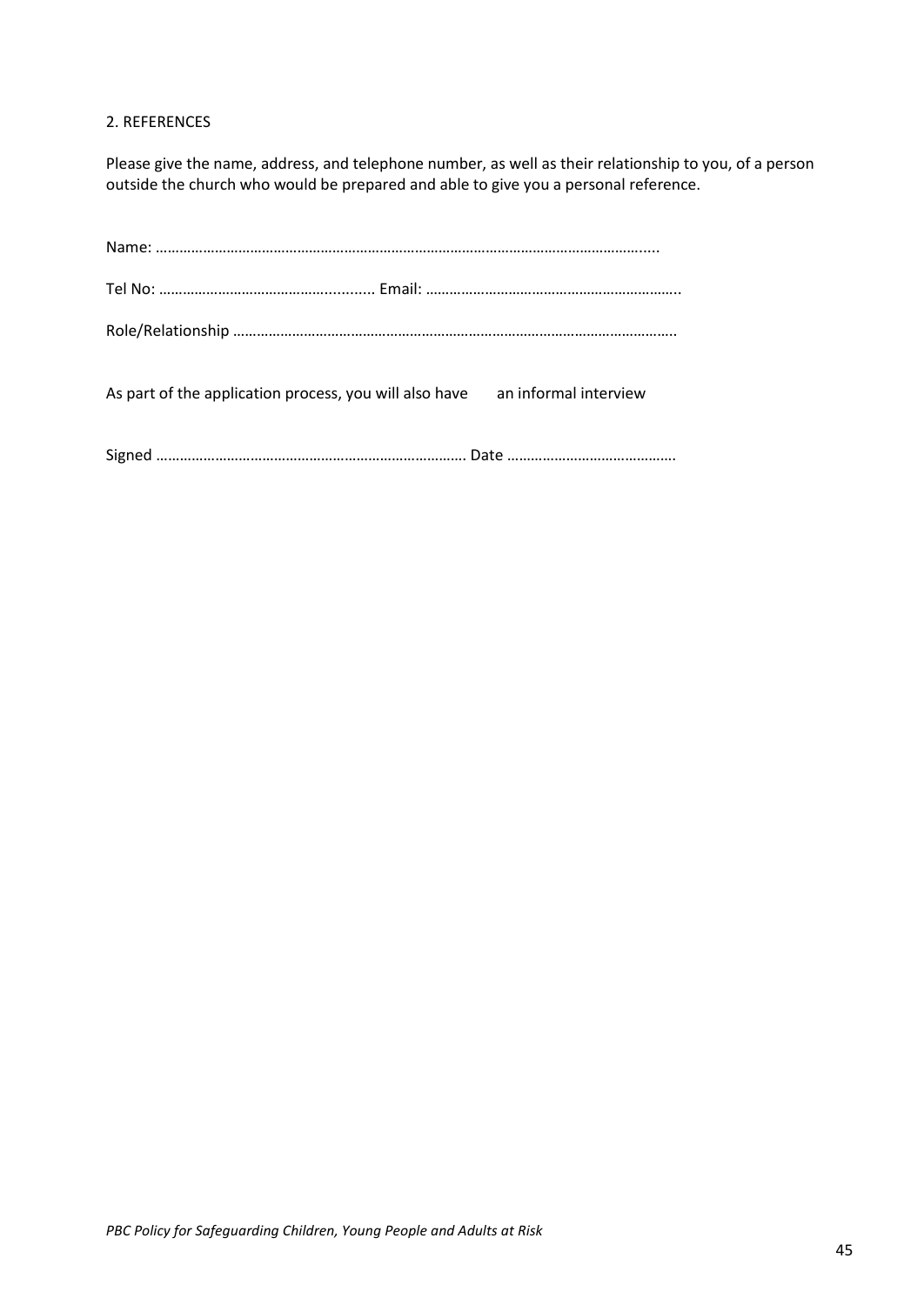## 2. REFERENCES

Please give the name, address, and telephone number, as well as their relationship to you, of a person outside the church who would be prepared and able to give you a personal reference.

Name: ……………………………………………………………………………………………………………......

Tel No: ………………………………………........... Email: ………………………………………………………..

Role/Relationship ……………………………………………………………………………………………………..

As part of the application process, you will also have an informal interview

Signed …………………………………………………………………… Date …………………………………….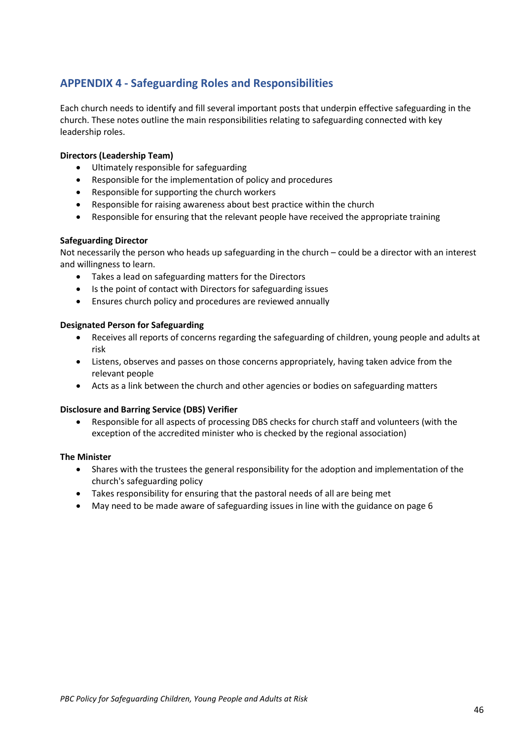## APPENDIX 4 - Safeguarding Roles and Responsibilities

Each church needs to identify and fill several important posts that underpin effective safeguarding in the church. These notes outline the main responsibilities relating to safeguarding connected with key leadership roles.

**Directors (Leadership Team)**

- Ultimately responsible for safeguarding
- Responsible for the implementation of policy and procedures
- Responsible for supporting the church workers
- Responsible for raising awareness about best practice within the church
- Responsible for ensuring that the relevant people have received the appropriate training

**Safeguarding Director**

Not necessarily the person who heads up safeguarding in the church – could be a director with an interest and willingness to learn.

- Takes a lead on safeguarding matters for the Directors
- Is the point of contact with Directors for safeguarding issues
- Ensures church policy and procedures are reviewed annually

**Designated Person for Safeguarding**

- Receives all reports of concerns regarding the safeguarding of children, young people and adults at risk
- Listens, observes and passes on those concerns appropriately, having taken advice from the relevant people
- Acts as a link between the church and other agencies or bodies on safeguarding matters

**Disclosure and Barring Service (DBS) Verifier**

- Responsible for all aspects of processing DBS checks for church staff and volunteers (with the exception of the accredited minister who is checked by the regional association)

**The Minister**

- Shares with the trustees the general responsibility for the adoption and implementation of the church's safeguarding policy
- Takes responsibility for ensuring that the pastoral needs of all are being met
- May need to be made aware of safeguarding issues in line with the guidance on page 6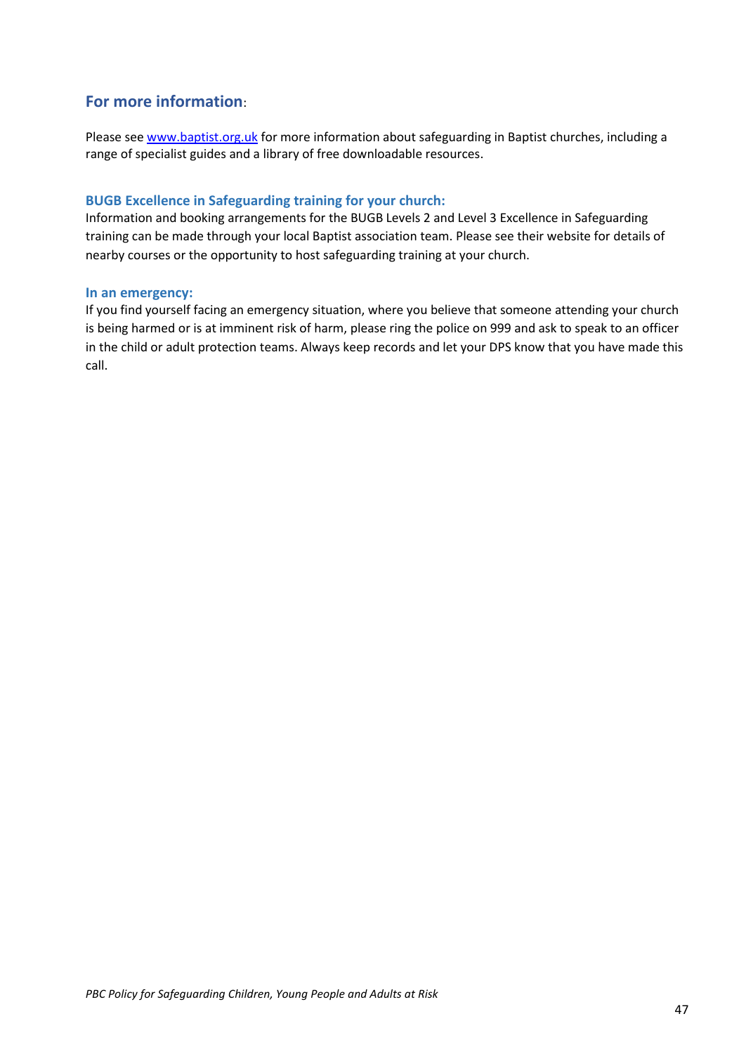## For more information:

Please see [www.baptist.org.uk](http://www.baptist.org.uk) for more information about safeguarding in Baptist churches, including a range of specialist guides and a library of free downloadable resources.

### BUGB Excellence in Safeguarding training for your church:

Information and booking arrangements for the BUGB Levels 2 and Level 3 Excellence in Safeguarding training can be made through your local Baptist association team. Please see their website for details of nearby courses or the opportunity to host safeguarding training at your church.

### In an emergency:

If you find yourself facing an emergency situation, where you believe that someone attending your church is being harmed or is at imminent risk of harm, please ring the police on 999 and ask to speak to an officer in the child or adult protection teams. Always keep records and let your DPS know that you have made this call.